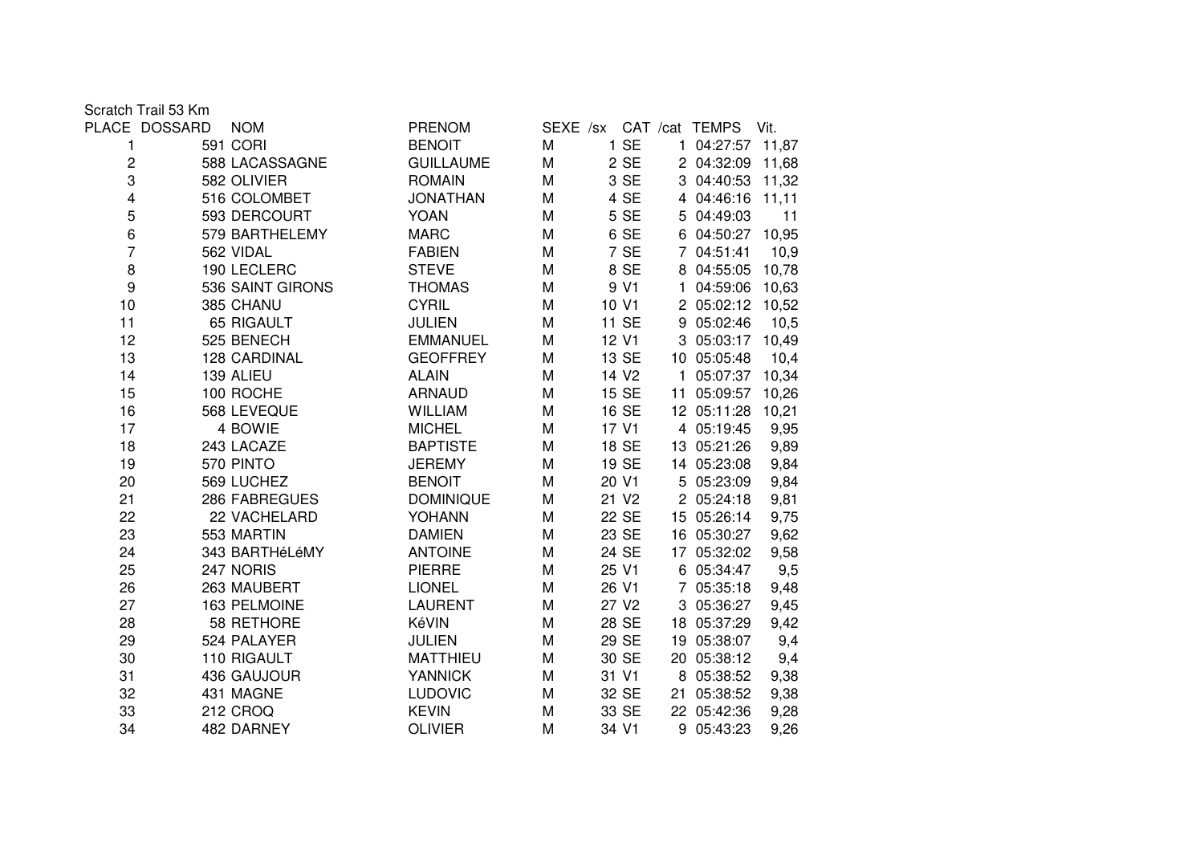Scratch Trail 53 Km

| PLACE | DOSSARD | NOM | PRENOM | SEXE | /sx | CAT | /cat | TEMPS | Vit. |
|---|---|---|---|---|---|---|---|---|---|
| 1 | 591 | CORI | BENOIT | M | 1 | SE | 1 | 04:27:57 | 11,87 |
| 2 | 588 | LACASSAGNE | GUILLAUME | M | 2 | SE | 2 | 04:32:09 | 11,68 |
| 3 | 582 | OLIVIER | ROMAIN | M | 3 | SE | 3 | 04:40:53 | 11,32 |
| 4 | 516 | COLOMBET | JONATHAN | M | 4 | SE | 4 | 04:46:16 | 11,11 |
| 5 | 593 | DERCOURT | YOAN | M | 5 | SE | 5 | 04:49:03 | 11 |
| 6 | 579 | BARTHELEMY | MARC | M | 6 | SE | 6 | 04:50:27 | 10,95 |
| 7 | 562 | VIDAL | FABIEN | M | 7 | SE | 7 | 04:51:41 | 10,9 |
| 8 | 190 | LECLERC | STEVE | M | 8 | SE | 8 | 04:55:05 | 10,78 |
| 9 | 536 | SAINT GIRONS | THOMAS | M | 9 | V1 | 1 | 04:59:06 | 10,63 |
| 10 | 385 | CHANU | CYRIL | M | 10 | V1 | 2 | 05:02:12 | 10,52 |
| 11 | 65 | RIGAULT | JULIEN | M | 11 | SE | 9 | 05:02:46 | 10,5 |
| 12 | 525 | BENECH | EMMANUEL | M | 12 | V1 | 3 | 05:03:17 | 10,49 |
| 13 | 128 | CARDINAL | GEOFFREY | M | 13 | SE | 10 | 05:05:48 | 10,4 |
| 14 | 139 | ALIEU | ALAIN | M | 14 | V2 | 1 | 05:07:37 | 10,34 |
| 15 | 100 | ROCHE | ARNAUD | M | 15 | SE | 11 | 05:09:57 | 10,26 |
| 16 | 568 | LEVEQUE | WILLIAM | M | 16 | SE | 12 | 05:11:28 | 10,21 |
| 17 | 4 | BOWIE | MICHEL | M | 17 | V1 | 4 | 05:19:45 | 9,95 |
| 18 | 243 | LACAZE | BAPTISTE | M | 18 | SE | 13 | 05:21:26 | 9,89 |
| 19 | 570 | PINTO | JEREMY | M | 19 | SE | 14 | 05:23:08 | 9,84 |
| 20 | 569 | LUCHEZ | BENOIT | M | 20 | V1 | 5 | 05:23:09 | 9,84 |
| 21 | 286 | FABREGUES | DOMINIQUE | M | 21 | V2 | 2 | 05:24:18 | 9,81 |
| 22 | 22 | VACHELARD | YOHANN | M | 22 | SE | 15 | 05:26:14 | 9,75 |
| 23 | 553 | MARTIN | DAMIEN | M | 23 | SE | 16 | 05:30:27 | 9,62 |
| 24 | 343 | BARTHéLéMY | ANTOINE | M | 24 | SE | 17 | 05:32:02 | 9,58 |
| 25 | 247 | NORIS | PIERRE | M | 25 | V1 | 6 | 05:34:47 | 9,5 |
| 26 | 263 | MAUBERT | LIONEL | M | 26 | V1 | 7 | 05:35:18 | 9,48 |
| 27 | 163 | PELMOINE | LAURENT | M | 27 | V2 | 3 | 05:36:27 | 9,45 |
| 28 | 58 | RETHORE | KéVIN | M | 28 | SE | 18 | 05:37:29 | 9,42 |
| 29 | 524 | PALAYER | JULIEN | M | 29 | SE | 19 | 05:38:07 | 9,4 |
| 30 | 110 | RIGAULT | MATTHIEU | M | 30 | SE | 20 | 05:38:12 | 9,4 |
| 31 | 436 | GAUJOUR | YANNICK | M | 31 | V1 | 8 | 05:38:52 | 9,38 |
| 32 | 431 | MAGNE | LUDOVIC | M | 32 | SE | 21 | 05:38:52 | 9,38 |
| 33 | 212 | CROQ | KEVIN | M | 33 | SE | 22 | 05:42:36 | 9,28 |
| 34 | 482 | DARNEY | OLIVIER | M | 34 | V1 | 9 | 05:43:23 | 9,26 |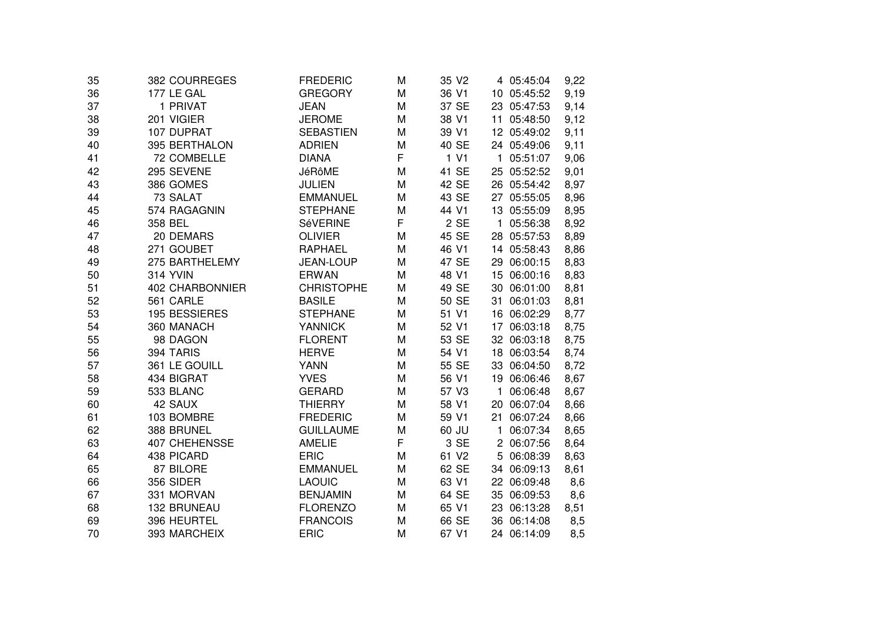| | | | | | | | | |
|---|---|---|---|---|---|---|---|---|
| 35 | 382 | COURREGES | FREDERIC | M | 35 | V2 | 4 | 05:45:04 | 9,22 |
| 36 | 177 | LE GAL | GREGORY | M | 36 | V1 | 10 | 05:45:52 | 9,19 |
| 37 | 1 | PRIVAT | JEAN | M | 37 | SE | 23 | 05:47:53 | 9,14 |
| 38 | 201 | VIGIER | JEROME | M | 38 | V1 | 11 | 05:48:50 | 9,12 |
| 39 | 107 | DUPRAT | SEBASTIEN | M | 39 | V1 | 12 | 05:49:02 | 9,11 |
| 40 | 395 | BERTHALON | ADRIEN | M | 40 | SE | 24 | 05:49:06 | 9,11 |
| 41 | 72 | COMBELLE | DIANA | F | 1 | V1 | 1 | 05:51:07 | 9,06 |
| 42 | 295 | SEVENE | JéRôME | M | 41 | SE | 25 | 05:52:52 | 9,01 |
| 43 | 386 | GOMES | JULIEN | M | 42 | SE | 26 | 05:54:42 | 8,97 |
| 44 | 73 | SALAT | EMMANUEL | M | 43 | SE | 27 | 05:55:05 | 8,96 |
| 45 | 574 | RAGAGNIN | STEPHANE | M | 44 | V1 | 13 | 05:55:09 | 8,95 |
| 46 | 358 | BEL | SéVERINE | F | 2 | SE | 1 | 05:56:38 | 8,92 |
| 47 | 20 | DEMARS | OLIVIER | M | 45 | SE | 28 | 05:57:53 | 8,89 |
| 48 | 271 | GOUBET | RAPHAEL | M | 46 | V1 | 14 | 05:58:43 | 8,86 |
| 49 | 275 | BARTHELEMY | JEAN-LOUP | M | 47 | SE | 29 | 06:00:15 | 8,83 |
| 50 | 314 | YVIN | ERWAN | M | 48 | V1 | 15 | 06:00:16 | 8,83 |
| 51 | 402 | CHARBONNIER | CHRISTOPHE | M | 49 | SE | 30 | 06:01:00 | 8,81 |
| 52 | 561 | CARLE | BASILE | M | 50 | SE | 31 | 06:01:03 | 8,81 |
| 53 | 195 | BESSIERES | STEPHANE | M | 51 | V1 | 16 | 06:02:29 | 8,77 |
| 54 | 360 | MANACH | YANNICK | M | 52 | V1 | 17 | 06:03:18 | 8,75 |
| 55 | 98 | DAGON | FLORENT | M | 53 | SE | 32 | 06:03:18 | 8,75 |
| 56 | 394 | TARIS | HERVE | M | 54 | V1 | 18 | 06:03:54 | 8,74 |
| 57 | 361 | LE GOUILL | YANN | M | 55 | SE | 33 | 06:04:50 | 8,72 |
| 58 | 434 | BIGRAT | YVES | M | 56 | V1 | 19 | 06:06:46 | 8,67 |
| 59 | 533 | BLANC | GERARD | M | 57 | V3 | 1 | 06:06:48 | 8,67 |
| 60 | 42 | SAUX | THIERRY | M | 58 | V1 | 20 | 06:07:04 | 8,66 |
| 61 | 103 | BOMBRE | FREDERIC | M | 59 | V1 | 21 | 06:07:24 | 8,66 |
| 62 | 388 | BRUNEL | GUILLAUME | M | 60 | JU | 1 | 06:07:34 | 8,65 |
| 63 | 407 | CHEHENSSE | AMELIE | F | 3 | SE | 2 | 06:07:56 | 8,64 |
| 64 | 438 | PICARD | ERIC | M | 61 | V2 | 5 | 06:08:39 | 8,63 |
| 65 | 87 | BILORE | EMMANUEL | M | 62 | SE | 34 | 06:09:13 | 8,61 |
| 66 | 356 | SIDER | LAOUIC | M | 63 | V1 | 22 | 06:09:48 | 8,6 |
| 67 | 331 | MORVAN | BENJAMIN | M | 64 | SE | 35 | 06:09:53 | 8,6 |
| 68 | 132 | BRUNEAU | FLORENZO | M | 65 | V1 | 23 | 06:13:28 | 8,51 |
| 69 | 396 | HEURTEL | FRANCOIS | M | 66 | SE | 36 | 06:14:08 | 8,5 |
| 70 | 393 | MARCHEIX | ERIC | M | 67 | V1 | 24 | 06:14:09 | 8,5 |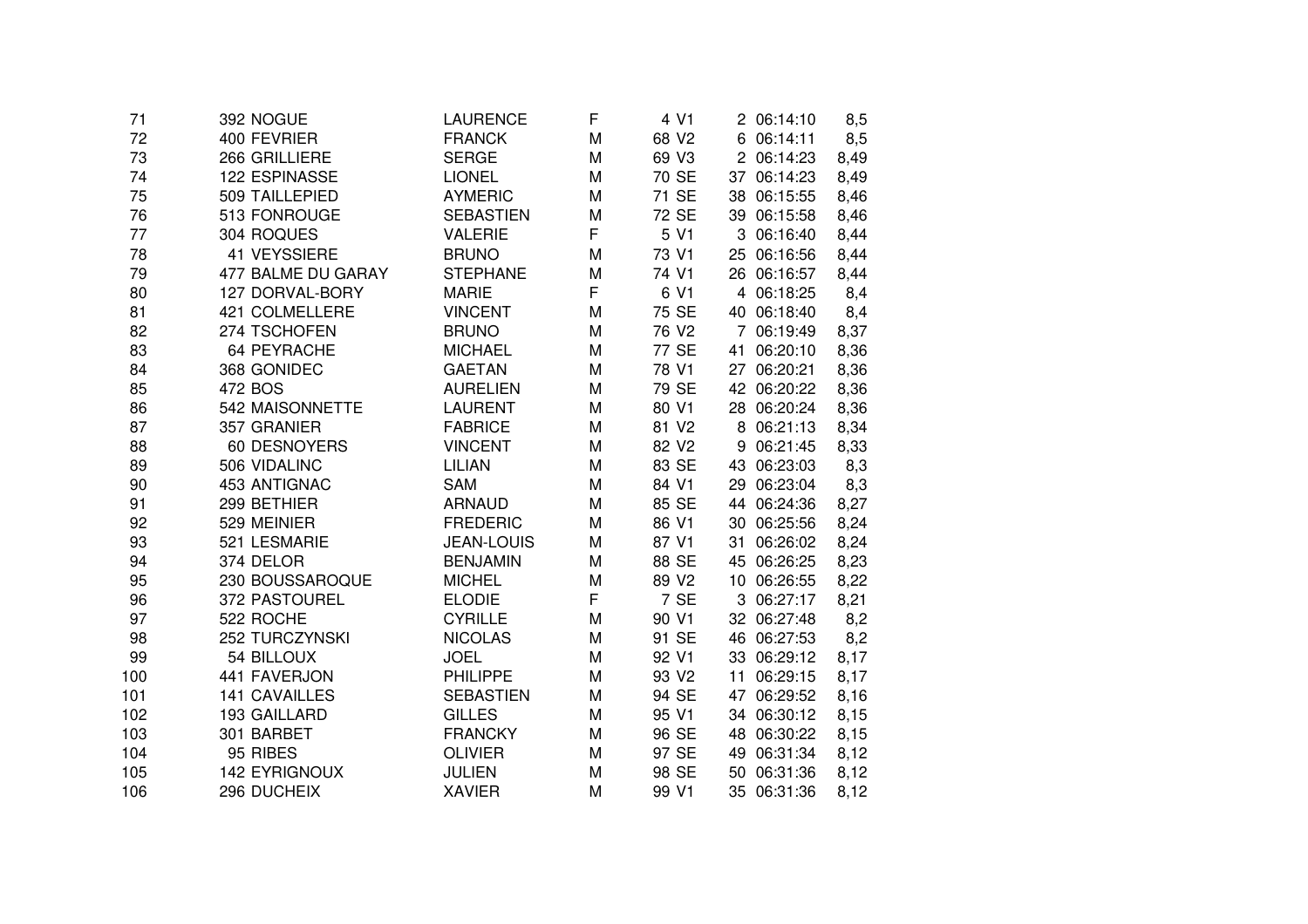| | | | | | | | | | |
|---|---|---|---|---|---|---|---|---|---|
| 71 | 392 | NOGUE | LAURENCE | F | 4 | V1 | 2 | 06:14:10 | 8,5 |
| 72 | 400 | FEVRIER | FRANCK | M | 68 | V2 | 6 | 06:14:11 | 8,5 |
| 73 | 266 | GRILLIERE | SERGE | M | 69 | V3 | 2 | 06:14:23 | 8,49 |
| 74 | 122 | ESPINASSE | LIONEL | M | 70 | SE | 37 | 06:14:23 | 8,49 |
| 75 | 509 | TAILLEPIED | AYMERIC | M | 71 | SE | 38 | 06:15:55 | 8,46 |
| 76 | 513 | FONROUGE | SEBASTIEN | M | 72 | SE | 39 | 06:15:58 | 8,46 |
| 77 | 304 | ROQUES | VALERIE | F | 5 | V1 | 3 | 06:16:40 | 8,44 |
| 78 | 41 | VEYSSIERE | BRUNO | M | 73 | V1 | 25 | 06:16:56 | 8,44 |
| 79 | 477 | BALME DU GARAY | STEPHANE | M | 74 | V1 | 26 | 06:16:57 | 8,44 |
| 80 | 127 | DORVAL-BORY | MARIE | F | 6 | V1 | 4 | 06:18:25 | 8,4 |
| 81 | 421 | COLMELLERE | VINCENT | M | 75 | SE | 40 | 06:18:40 | 8,4 |
| 82 | 274 | TSCHOFEN | BRUNO | M | 76 | V2 | 7 | 06:19:49 | 8,37 |
| 83 | 64 | PEYRACHE | MICHAEL | M | 77 | SE | 41 | 06:20:10 | 8,36 |
| 84 | 368 | GONIDEC | GAETAN | M | 78 | V1 | 27 | 06:20:21 | 8,36 |
| 85 | 472 | BOS | AURELIEN | M | 79 | SE | 42 | 06:20:22 | 8,36 |
| 86 | 542 | MAISONNETTE | LAURENT | M | 80 | V1 | 28 | 06:20:24 | 8,36 |
| 87 | 357 | GRANIER | FABRICE | M | 81 | V2 | 8 | 06:21:13 | 8,34 |
| 88 | 60 | DESNOYERS | VINCENT | M | 82 | V2 | 9 | 06:21:45 | 8,33 |
| 89 | 506 | VIDALINC | LILIAN | M | 83 | SE | 43 | 06:23:03 | 8,3 |
| 90 | 453 | ANTIGNAC | SAM | M | 84 | V1 | 29 | 06:23:04 | 8,3 |
| 91 | 299 | BETHIER | ARNAUD | M | 85 | SE | 44 | 06:24:36 | 8,27 |
| 92 | 529 | MEINIER | FREDERIC | M | 86 | V1 | 30 | 06:25:56 | 8,24 |
| 93 | 521 | LESMARIE | JEAN-LOUIS | M | 87 | V1 | 31 | 06:26:02 | 8,24 |
| 94 | 374 | DELOR | BENJAMIN | M | 88 | SE | 45 | 06:26:25 | 8,23 |
| 95 | 230 | BOUSSAROQUE | MICHEL | M | 89 | V2 | 10 | 06:26:55 | 8,22 |
| 96 | 372 | PASTOUREL | ELODIE | F | 7 | SE | 3 | 06:27:17 | 8,21 |
| 97 | 522 | ROCHE | CYRILLE | M | 90 | V1 | 32 | 06:27:48 | 8,2 |
| 98 | 252 | TURCZYNSKI | NICOLAS | M | 91 | SE | 46 | 06:27:53 | 8,2 |
| 99 | 54 | BILLOUX | JOEL | M | 92 | V1 | 33 | 06:29:12 | 8,17 |
| 100 | 441 | FAVERJON | PHILIPPE | M | 93 | V2 | 11 | 06:29:15 | 8,17 |
| 101 | 141 | CAVAILLES | SEBASTIEN | M | 94 | SE | 47 | 06:29:52 | 8,16 |
| 102 | 193 | GAILLARD | GILLES | M | 95 | V1 | 34 | 06:30:12 | 8,15 |
| 103 | 301 | BARBET | FRANCKY | M | 96 | SE | 48 | 06:30:22 | 8,15 |
| 104 | 95 | RIBES | OLIVIER | M | 97 | SE | 49 | 06:31:34 | 8,12 |
| 105 | 142 | EYRIGNOUX | JULIEN | M | 98 | SE | 50 | 06:31:36 | 8,12 |
| 106 | 296 | DUCHEIX | XAVIER | M | 99 | V1 | 35 | 06:31:36 | 8,12 |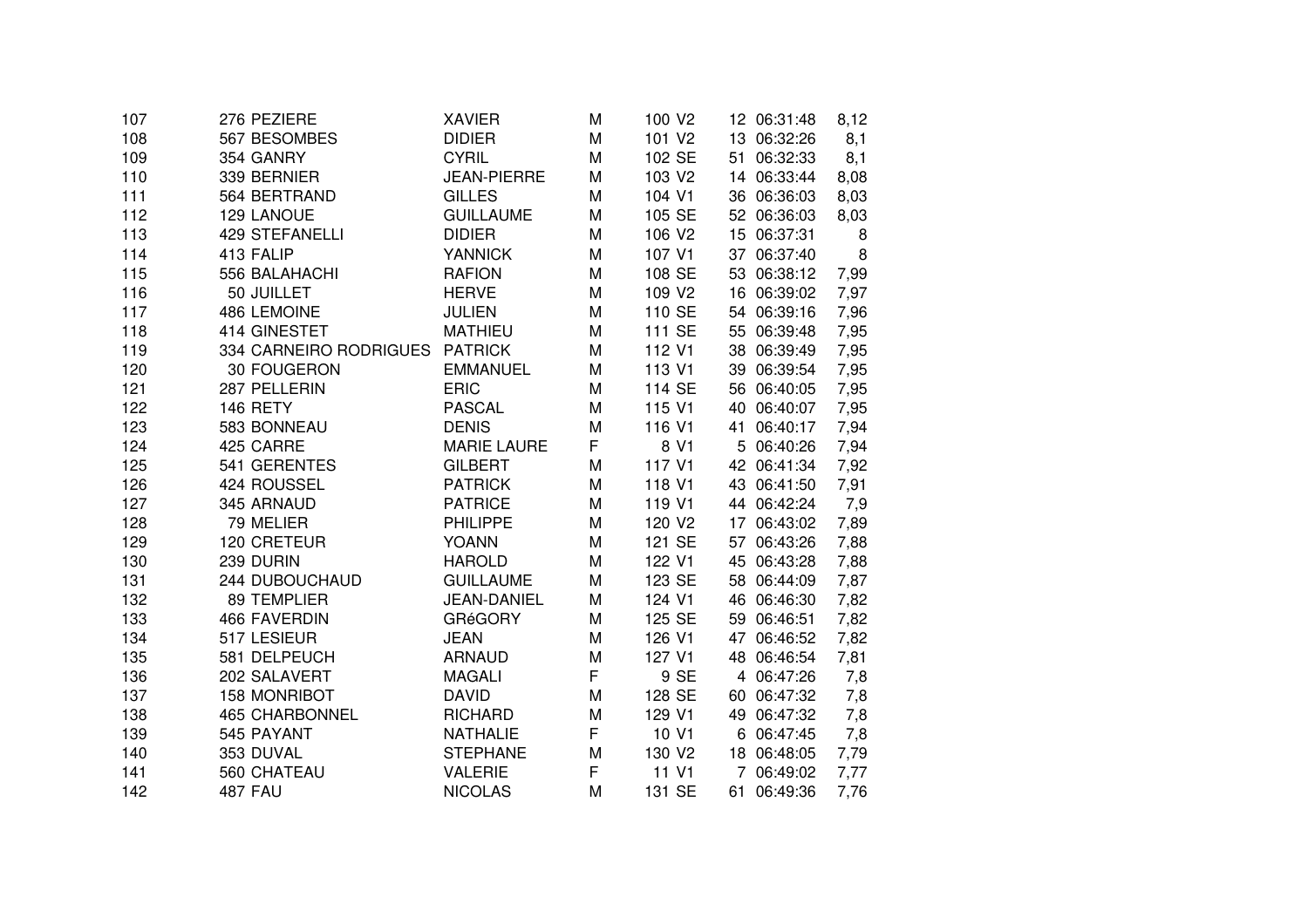| | | | | | | | | | |
|---|---|---|---|---|---|---|---|---|---|
| 107 | 276 | PEZIERE | XAVIER | M | 100 | V2 | 12 | 06:31:48 | 8,12 |
| 108 | 567 | BESOMBES | DIDIER | M | 101 | V2 | 13 | 06:32:26 | 8,1 |
| 109 | 354 | GANRY | CYRIL | M | 102 | SE | 51 | 06:32:33 | 8,1 |
| 110 | 339 | BERNIER | JEAN-PIERRE | M | 103 | V2 | 14 | 06:33:44 | 8,08 |
| 111 | 564 | BERTRAND | GILLES | M | 104 | V1 | 36 | 06:36:03 | 8,03 |
| 112 | 129 | LANOUE | GUILLAUME | M | 105 | SE | 52 | 06:36:03 | 8,03 |
| 113 | 429 | STEFANELLI | DIDIER | M | 106 | V2 | 15 | 06:37:31 | 8 |
| 114 | 413 | FALIP | YANNICK | M | 107 | V1 | 37 | 06:37:40 | 8 |
| 115 | 556 | BALAHACHI | RAFION | M | 108 | SE | 53 | 06:38:12 | 7,99 |
| 116 | 50 | JUILLET | HERVE | M | 109 | V2 | 16 | 06:39:02 | 7,97 |
| 117 | 486 | LEMOINE | JULIEN | M | 110 | SE | 54 | 06:39:16 | 7,96 |
| 118 | 414 | GINESTET | MATHIEU | M | 111 | SE | 55 | 06:39:48 | 7,95 |
| 119 | 334 | CARNEIRO RODRIGUES | PATRICK | M | 112 | V1 | 38 | 06:39:49 | 7,95 |
| 120 | 30 | FOUGERON | EMMANUEL | M | 113 | V1 | 39 | 06:39:54 | 7,95 |
| 121 | 287 | PELLERIN | ERIC | M | 114 | SE | 56 | 06:40:05 | 7,95 |
| 122 | 146 | RETY | PASCAL | M | 115 | V1 | 40 | 06:40:07 | 7,95 |
| 123 | 583 | BONNEAU | DENIS | M | 116 | V1 | 41 | 06:40:17 | 7,94 |
| 124 | 425 | CARRE | MARIE LAURE | F | 8 | V1 | 5 | 06:40:26 | 7,94 |
| 125 | 541 | GERENTES | GILBERT | M | 117 | V1 | 42 | 06:41:34 | 7,92 |
| 126 | 424 | ROUSSEL | PATRICK | M | 118 | V1 | 43 | 06:41:50 | 7,91 |
| 127 | 345 | ARNAUD | PATRICE | M | 119 | V1 | 44 | 06:42:24 | 7,9 |
| 128 | 79 | MELIER | PHILIPPE | M | 120 | V2 | 17 | 06:43:02 | 7,89 |
| 129 | 120 | CRETEUR | YOANN | M | 121 | SE | 57 | 06:43:26 | 7,88 |
| 130 | 239 | DURIN | HAROLD | M | 122 | V1 | 45 | 06:43:28 | 7,88 |
| 131 | 244 | DUBOUCHAUD | GUILLAUME | M | 123 | SE | 58 | 06:44:09 | 7,87 |
| 132 | 89 | TEMPLIER | JEAN-DANIEL | M | 124 | V1 | 46 | 06:46:30 | 7,82 |
| 133 | 466 | FAVERDIN | GRéGORY | M | 125 | SE | 59 | 06:46:51 | 7,82 |
| 134 | 517 | LESIEUR | JEAN | M | 126 | V1 | 47 | 06:46:52 | 7,82 |
| 135 | 581 | DELPEUCH | ARNAUD | M | 127 | V1 | 48 | 06:46:54 | 7,81 |
| 136 | 202 | SALAVERT | MAGALI | F | 9 | SE | 4 | 06:47:26 | 7,8 |
| 137 | 158 | MONRIBOT | DAVID | M | 128 | SE | 60 | 06:47:32 | 7,8 |
| 138 | 465 | CHARBONNEL | RICHARD | M | 129 | V1 | 49 | 06:47:32 | 7,8 |
| 139 | 545 | PAYANT | NATHALIE | F | 10 | V1 | 6 | 06:47:45 | 7,8 |
| 140 | 353 | DUVAL | STEPHANE | M | 130 | V2 | 18 | 06:48:05 | 7,79 |
| 141 | 560 | CHATEAU | VALERIE | F | 11 | V1 | 7 | 06:49:02 | 7,77 |
| 142 | 487 | FAU | NICOLAS | M | 131 | SE | 61 | 06:49:36 | 7,76 |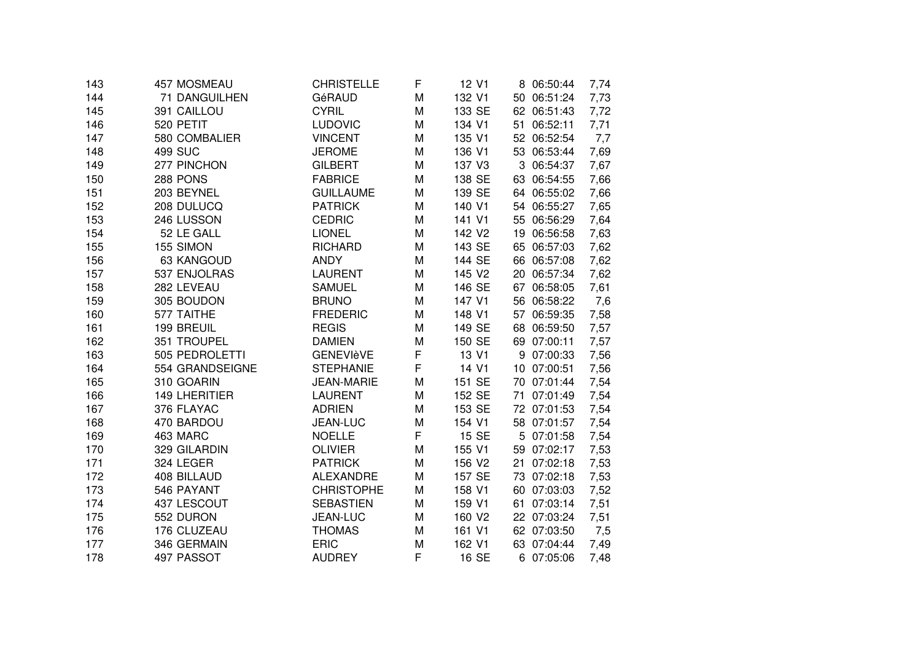| | | | | | | | | | |
|---|---|---|---|---|---|---|---|---|---|
| 143 | 457 | MOSMEAU | CHRISTELLE | F | 12 | V1 | 8 | 06:50:44 | 7,74 |
| 144 | 71 | DANGUILHEN | GéRAUD | M | 132 | V1 | 50 | 06:51:24 | 7,73 |
| 145 | 391 | CAILLOU | CYRIL | M | 133 | SE | 62 | 06:51:43 | 7,72 |
| 146 | 520 | PETIT | LUDOVIC | M | 134 | V1 | 51 | 06:52:11 | 7,71 |
| 147 | 580 | COMBALIER | VINCENT | M | 135 | V1 | 52 | 06:52:54 | 7,7 |
| 148 | 499 | SUC | JEROME | M | 136 | V1 | 53 | 06:53:44 | 7,69 |
| 149 | 277 | PINCHON | GILBERT | M | 137 | V3 | 3 | 06:54:37 | 7,67 |
| 150 | 288 | PONS | FABRICE | M | 138 | SE | 63 | 06:54:55 | 7,66 |
| 151 | 203 | BEYNEL | GUILLAUME | M | 139 | SE | 64 | 06:55:02 | 7,66 |
| 152 | 208 | DULUCQ | PATRICK | M | 140 | V1 | 54 | 06:55:27 | 7,65 |
| 153 | 246 | LUSSON | CEDRIC | M | 141 | V1 | 55 | 06:56:29 | 7,64 |
| 154 | 52 | LE GALL | LIONEL | M | 142 | V2 | 19 | 06:56:58 | 7,63 |
| 155 | 155 | SIMON | RICHARD | M | 143 | SE | 65 | 06:57:03 | 7,62 |
| 156 | 63 | KANGOUD | ANDY | M | 144 | SE | 66 | 06:57:08 | 7,62 |
| 157 | 537 | ENJOLRAS | LAURENT | M | 145 | V2 | 20 | 06:57:34 | 7,62 |
| 158 | 282 | LEVEAU | SAMUEL | M | 146 | SE | 67 | 06:58:05 | 7,61 |
| 159 | 305 | BOUDON | BRUNO | M | 147 | V1 | 56 | 06:58:22 | 7,6 |
| 160 | 577 | TAITHE | FREDERIC | M | 148 | V1 | 57 | 06:59:35 | 7,58 |
| 161 | 199 | BREUIL | REGIS | M | 149 | SE | 68 | 06:59:50 | 7,57 |
| 162 | 351 | TROUPEL | DAMIEN | M | 150 | SE | 69 | 07:00:11 | 7,57 |
| 163 | 505 | PEDROLETTI | GENEVIèVE | F | 13 | V1 | 9 | 07:00:33 | 7,56 |
| 164 | 554 | GRANDSEIGNE | STEPHANIE | F | 14 | V1 | 10 | 07:00:51 | 7,56 |
| 165 | 310 | GOARIN | JEAN-MARIE | M | 151 | SE | 70 | 07:01:44 | 7,54 |
| 166 | 149 | LHERITIER | LAURENT | M | 152 | SE | 71 | 07:01:49 | 7,54 |
| 167 | 376 | FLAYAC | ADRIEN | M | 153 | SE | 72 | 07:01:53 | 7,54 |
| 168 | 470 | BARDOU | JEAN-LUC | M | 154 | V1 | 58 | 07:01:57 | 7,54 |
| 169 | 463 | MARC | NOELLE | F | 15 | SE | 5 | 07:01:58 | 7,54 |
| 170 | 329 | GILARDIN | OLIVIER | M | 155 | V1 | 59 | 07:02:17 | 7,53 |
| 171 | 324 | LEGER | PATRICK | M | 156 | V2 | 21 | 07:02:18 | 7,53 |
| 172 | 408 | BILLAUD | ALEXANDRE | M | 157 | SE | 73 | 07:02:18 | 7,53 |
| 173 | 546 | PAYANT | CHRISTOPHE | M | 158 | V1 | 60 | 07:03:03 | 7,52 |
| 174 | 437 | LESCOUT | SEBASTIEN | M | 159 | V1 | 61 | 07:03:14 | 7,51 |
| 175 | 552 | DURON | JEAN-LUC | M | 160 | V2 | 22 | 07:03:24 | 7,51 |
| 176 | 176 | CLUZEAU | THOMAS | M | 161 | V1 | 62 | 07:03:50 | 7,5 |
| 177 | 346 | GERMAIN | ERIC | M | 162 | V1 | 63 | 07:04:44 | 7,49 |
| 178 | 497 | PASSOT | AUDREY | F | 16 | SE | 6 | 07:05:06 | 7,48 |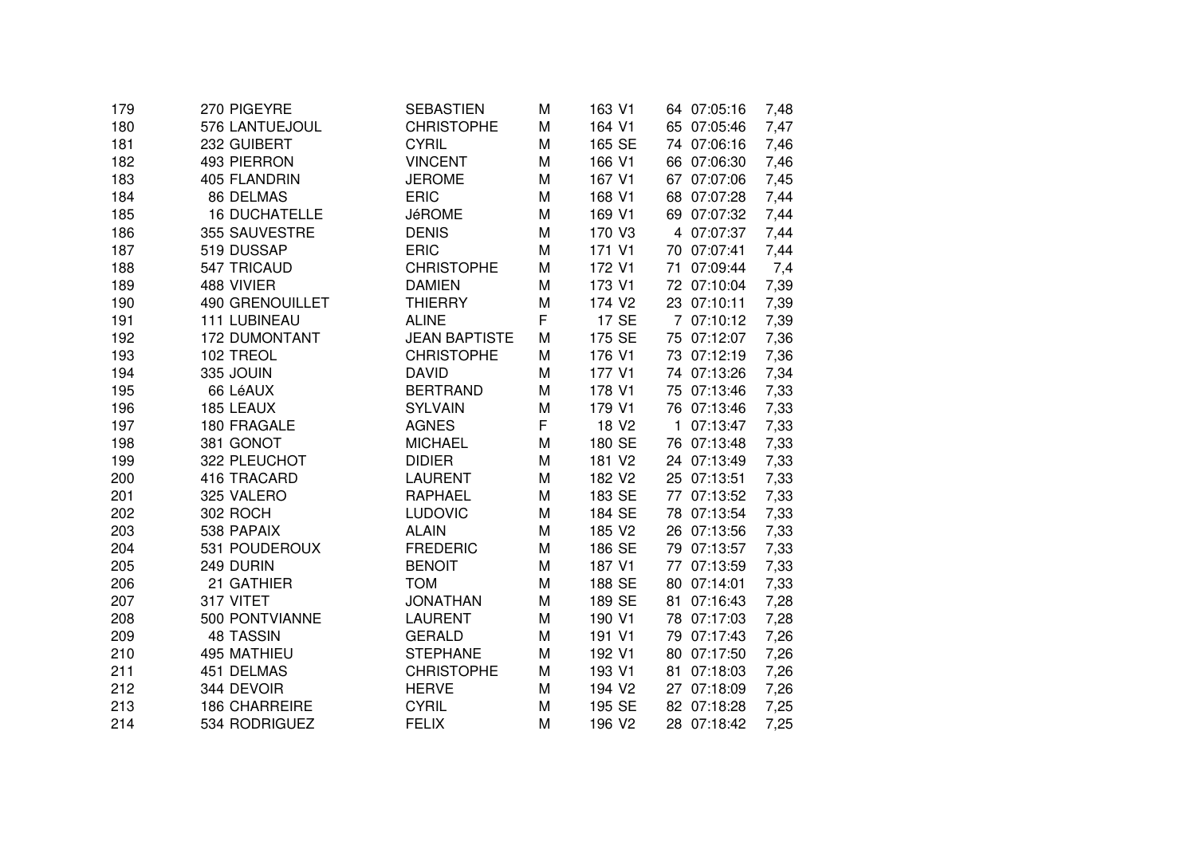| | | | | | | | | | |
|---|---|---|---|---|---|---|---|---|---|
| 179 | 270 | PIGEYRE | SEBASTIEN | M | 163 | V1 | 64 | 07:05:16 | 7,48 |
| 180 | 576 | LANTUEJOUL | CHRISTOPHE | M | 164 | V1 | 65 | 07:05:46 | 7,47 |
| 181 | 232 | GUIBERT | CYRIL | M | 165 | SE | 74 | 07:06:16 | 7,46 |
| 182 | 493 | PIERRON | VINCENT | M | 166 | V1 | 66 | 07:06:30 | 7,46 |
| 183 | 405 | FLANDRIN | JEROME | M | 167 | V1 | 67 | 07:07:06 | 7,45 |
| 184 | 86 | DELMAS | ERIC | M | 168 | V1 | 68 | 07:07:28 | 7,44 |
| 185 | 16 | DUCHATELLE | JéROME | M | 169 | V1 | 69 | 07:07:32 | 7,44 |
| 186 | 355 | SAUVESTRE | DENIS | M | 170 | V3 | 4 | 07:07:37 | 7,44 |
| 187 | 519 | DUSSAP | ERIC | M | 171 | V1 | 70 | 07:07:41 | 7,44 |
| 188 | 547 | TRICAUD | CHRISTOPHE | M | 172 | V1 | 71 | 07:09:44 | 7,4 |
| 189 | 488 | VIVIER | DAMIEN | M | 173 | V1 | 72 | 07:10:04 | 7,39 |
| 190 | 490 | GRENOUILLET | THIERRY | M | 174 | V2 | 23 | 07:10:11 | 7,39 |
| 191 | 111 | LUBINEAU | ALINE | F | 17 | SE | 7 | 07:10:12 | 7,39 |
| 192 | 172 | DUMONTANT | JEAN BAPTISTE | M | 175 | SE | 75 | 07:12:07 | 7,36 |
| 193 | 102 | TREOL | CHRISTOPHE | M | 176 | V1 | 73 | 07:12:19 | 7,36 |
| 194 | 335 | JOUIN | DAVID | M | 177 | V1 | 74 | 07:13:26 | 7,34 |
| 195 | 66 | LéAUX | BERTRAND | M | 178 | V1 | 75 | 07:13:46 | 7,33 |
| 196 | 185 | LEAUX | SYLVAIN | M | 179 | V1 | 76 | 07:13:46 | 7,33 |
| 197 | 180 | FRAGALE | AGNES | F | 18 | V2 | 1 | 07:13:47 | 7,33 |
| 198 | 381 | GONOT | MICHAEL | M | 180 | SE | 76 | 07:13:48 | 7,33 |
| 199 | 322 | PLEUCHOT | DIDIER | M | 181 | V2 | 24 | 07:13:49 | 7,33 |
| 200 | 416 | TRACARD | LAURENT | M | 182 | V2 | 25 | 07:13:51 | 7,33 |
| 201 | 325 | VALERO | RAPHAEL | M | 183 | SE | 77 | 07:13:52 | 7,33 |
| 202 | 302 | ROCH | LUDOVIC | M | 184 | SE | 78 | 07:13:54 | 7,33 |
| 203 | 538 | PAPAIX | ALAIN | M | 185 | V2 | 26 | 07:13:56 | 7,33 |
| 204 | 531 | POUDEROUX | FREDERIC | M | 186 | SE | 79 | 07:13:57 | 7,33 |
| 205 | 249 | DURIN | BENOIT | M | 187 | V1 | 77 | 07:13:59 | 7,33 |
| 206 | 21 | GATHIER | TOM | M | 188 | SE | 80 | 07:14:01 | 7,33 |
| 207 | 317 | VITET | JONATHAN | M | 189 | SE | 81 | 07:16:43 | 7,28 |
| 208 | 500 | PONTVIANNE | LAURENT | M | 190 | V1 | 78 | 07:17:03 | 7,28 |
| 209 | 48 | TASSIN | GERALD | M | 191 | V1 | 79 | 07:17:43 | 7,26 |
| 210 | 495 | MATHIEU | STEPHANE | M | 192 | V1 | 80 | 07:17:50 | 7,26 |
| 211 | 451 | DELMAS | CHRISTOPHE | M | 193 | V1 | 81 | 07:18:03 | 7,26 |
| 212 | 344 | DEVOIR | HERVE | M | 194 | V2 | 27 | 07:18:09 | 7,26 |
| 213 | 186 | CHARREIRE | CYRIL | M | 195 | SE | 82 | 07:18:28 | 7,25 |
| 214 | 534 | RODRIGUEZ | FELIX | M | 196 | V2 | 28 | 07:18:42 | 7,25 |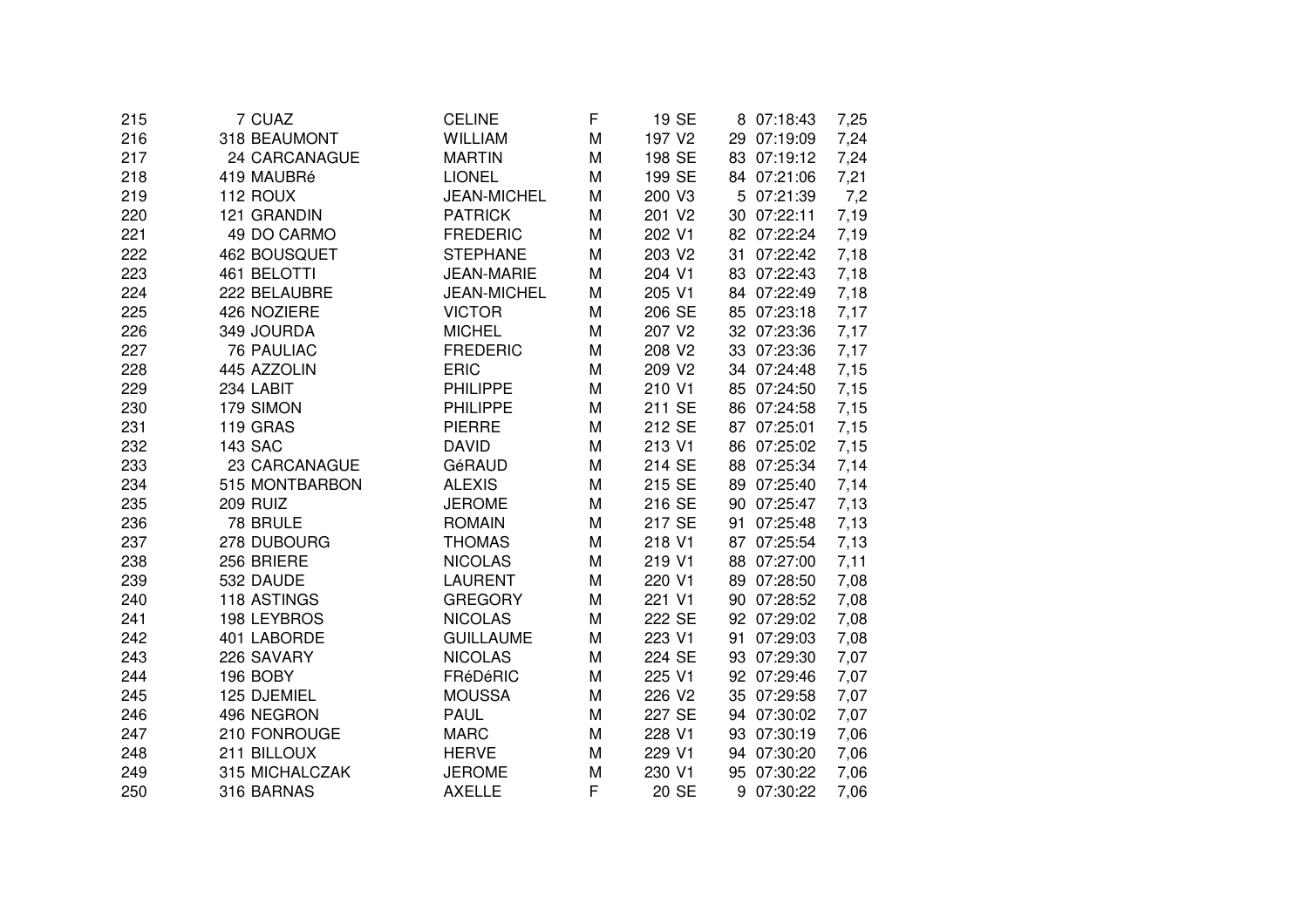| | | | | | | | | | |
|---|---|---|---|---|---|---|---|---|---|
| 215 | 7 | CUAZ | CELINE | F | 19 | SE | 8 | 07:18:43 | 7,25 |
| 216 | 318 | BEAUMONT | WILLIAM | M | 197 | V2 | 29 | 07:19:09 | 7,24 |
| 217 | 24 | CARCANAGUE | MARTIN | M | 198 | SE | 83 | 07:19:12 | 7,24 |
| 218 | 419 | MAUBRé | LIONEL | M | 199 | SE | 84 | 07:21:06 | 7,21 |
| 219 | 112 | ROUX | JEAN-MICHEL | M | 200 | V3 | 5 | 07:21:39 | 7,2 |
| 220 | 121 | GRANDIN | PATRICK | M | 201 | V2 | 30 | 07:22:11 | 7,19 |
| 221 | 49 | DO CARMO | FREDERIC | M | 202 | V1 | 82 | 07:22:24 | 7,19 |
| 222 | 462 | BOUSQUET | STEPHANE | M | 203 | V2 | 31 | 07:22:42 | 7,18 |
| 223 | 461 | BELOTTI | JEAN-MARIE | M | 204 | V1 | 83 | 07:22:43 | 7,18 |
| 224 | 222 | BELAUBRE | JEAN-MICHEL | M | 205 | V1 | 84 | 07:22:49 | 7,18 |
| 225 | 426 | NOZIERE | VICTOR | M | 206 | SE | 85 | 07:23:18 | 7,17 |
| 226 | 349 | JOURDA | MICHEL | M | 207 | V2 | 32 | 07:23:36 | 7,17 |
| 227 | 76 | PAULIAC | FREDERIC | M | 208 | V2 | 33 | 07:23:36 | 7,17 |
| 228 | 445 | AZZOLIN | ERIC | M | 209 | V2 | 34 | 07:24:48 | 7,15 |
| 229 | 234 | LABIT | PHILIPPE | M | 210 | V1 | 85 | 07:24:50 | 7,15 |
| 230 | 179 | SIMON | PHILIPPE | M | 211 | SE | 86 | 07:24:58 | 7,15 |
| 231 | 119 | GRAS | PIERRE | M | 212 | SE | 87 | 07:25:01 | 7,15 |
| 232 | 143 | SAC | DAVID | M | 213 | V1 | 86 | 07:25:02 | 7,15 |
| 233 | 23 | CARCANAGUE | GéRAUD | M | 214 | SE | 88 | 07:25:34 | 7,14 |
| 234 | 515 | MONTBARBON | ALEXIS | M | 215 | SE | 89 | 07:25:40 | 7,14 |
| 235 | 209 | RUIZ | JEROME | M | 216 | SE | 90 | 07:25:47 | 7,13 |
| 236 | 78 | BRULE | ROMAIN | M | 217 | SE | 91 | 07:25:48 | 7,13 |
| 237 | 278 | DUBOURG | THOMAS | M | 218 | V1 | 87 | 07:25:54 | 7,13 |
| 238 | 256 | BRIERE | NICOLAS | M | 219 | V1 | 88 | 07:27:00 | 7,11 |
| 239 | 532 | DAUDE | LAURENT | M | 220 | V1 | 89 | 07:28:50 | 7,08 |
| 240 | 118 | ASTINGS | GREGORY | M | 221 | V1 | 90 | 07:28:52 | 7,08 |
| 241 | 198 | LEYBROS | NICOLAS | M | 222 | SE | 92 | 07:29:02 | 7,08 |
| 242 | 401 | LABORDE | GUILLAUME | M | 223 | V1 | 91 | 07:29:03 | 7,08 |
| 243 | 226 | SAVARY | NICOLAS | M | 224 | SE | 93 | 07:29:30 | 7,07 |
| 244 | 196 | BOBY | FRéDéRIC | M | 225 | V1 | 92 | 07:29:46 | 7,07 |
| 245 | 125 | DJEMIEL | MOUSSA | M | 226 | V2 | 35 | 07:29:58 | 7,07 |
| 246 | 496 | NEGRON | PAUL | M | 227 | SE | 94 | 07:30:02 | 7,07 |
| 247 | 210 | FONROUGE | MARC | M | 228 | V1 | 93 | 07:30:19 | 7,06 |
| 248 | 211 | BILLOUX | HERVE | M | 229 | V1 | 94 | 07:30:20 | 7,06 |
| 249 | 315 | MICHALCZAK | JEROME | M | 230 | V1 | 95 | 07:30:22 | 7,06 |
| 250 | 316 | BARNAS | AXELLE | F | 20 | SE | 9 | 07:30:22 | 7,06 |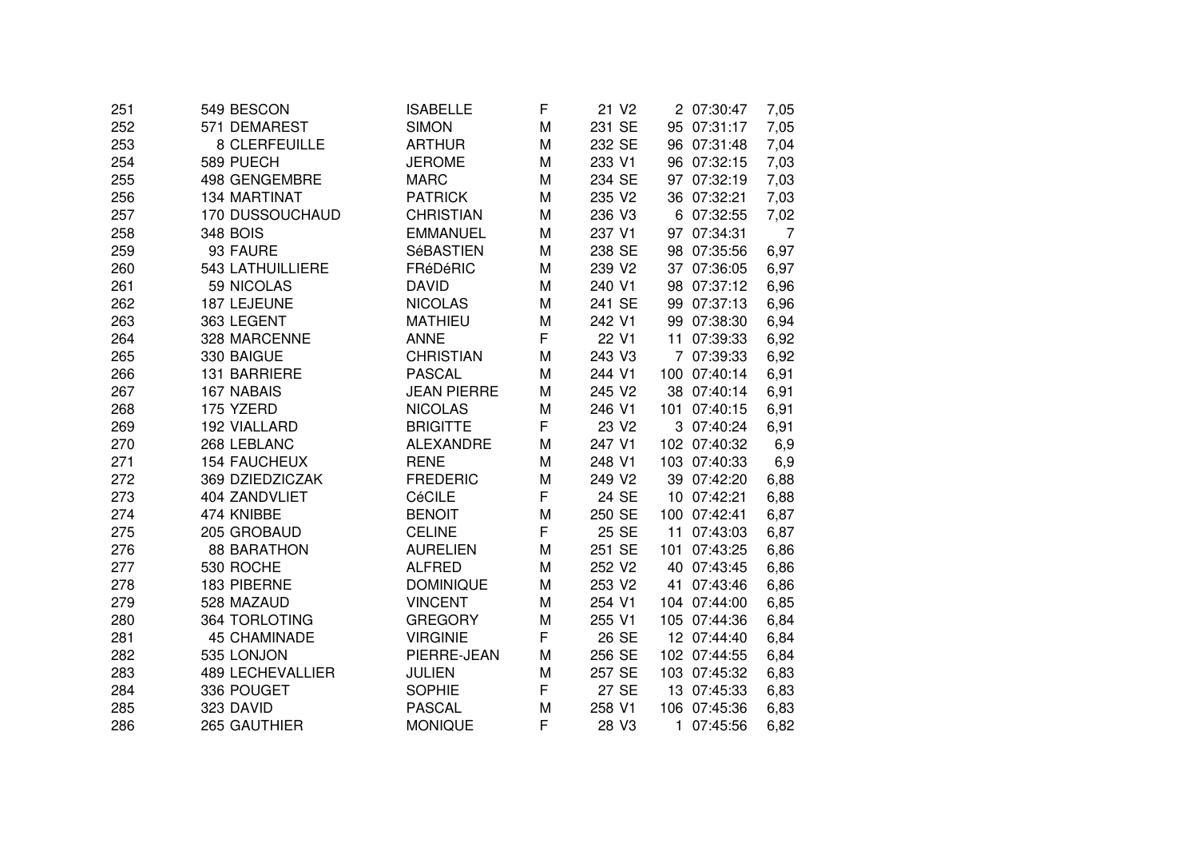| | | | | | | | | | |
|---|---|---|---|---|---|---|---|---|---|
| 251 | 549 | BESCON | ISABELLE | F | 21 | V2 | 2 | 07:30:47 | 7,05 |
| 252 | 571 | DEMAREST | SIMON | M | 231 | SE | 95 | 07:31:17 | 7,05 |
| 253 | 8 | CLERFEUILLE | ARTHUR | M | 232 | SE | 96 | 07:31:48 | 7,04 |
| 254 | 589 | PUECH | JEROME | M | 233 | V1 | 96 | 07:32:15 | 7,03 |
| 255 | 498 | GENGEMBRE | MARC | M | 234 | SE | 97 | 07:32:19 | 7,03 |
| 256 | 134 | MARTINAT | PATRICK | M | 235 | V2 | 36 | 07:32:21 | 7,03 |
| 257 | 170 | DUSSOUCHAUD | CHRISTIAN | M | 236 | V3 | 6 | 07:32:55 | 7,02 |
| 258 | 348 | BOIS | EMMANUEL | M | 237 | V1 | 97 | 07:34:31 | 7 |
| 259 | 93 | FAURE | SéBASTIEN | M | 238 | SE | 98 | 07:35:56 | 6,97 |
| 260 | 543 | LATHUILLIERE | FRéDéRIC | M | 239 | V2 | 37 | 07:36:05 | 6,97 |
| 261 | 59 | NICOLAS | DAVID | M | 240 | V1 | 98 | 07:37:12 | 6,96 |
| 262 | 187 | LEJEUNE | NICOLAS | M | 241 | SE | 99 | 07:37:13 | 6,96 |
| 263 | 363 | LEGENT | MATHIEU | M | 242 | V1 | 99 | 07:38:30 | 6,94 |
| 264 | 328 | MARCENNE | ANNE | F | 22 | V1 | 11 | 07:39:33 | 6,92 |
| 265 | 330 | BAIGUE | CHRISTIAN | M | 243 | V3 | 7 | 07:39:33 | 6,92 |
| 266 | 131 | BARRIERE | PASCAL | M | 244 | V1 | 100 | 07:40:14 | 6,91 |
| 267 | 167 | NABAIS | JEAN PIERRE | M | 245 | V2 | 38 | 07:40:14 | 6,91 |
| 268 | 175 | YZERD | NICOLAS | M | 246 | V1 | 101 | 07:40:15 | 6,91 |
| 269 | 192 | VIALLARD | BRIGITTE | F | 23 | V2 | 3 | 07:40:24 | 6,91 |
| 270 | 268 | LEBLANC | ALEXANDRE | M | 247 | V1 | 102 | 07:40:32 | 6,9 |
| 271 | 154 | FAUCHEUX | RENE | M | 248 | V1 | 103 | 07:40:33 | 6,9 |
| 272 | 369 | DZIEDZICZAK | FREDERIC | M | 249 | V2 | 39 | 07:42:20 | 6,88 |
| 273 | 404 | ZANDVLIET | CéCILE | F | 24 | SE | 10 | 07:42:21 | 6,88 |
| 274 | 474 | KNIBBE | BENOIT | M | 250 | SE | 100 | 07:42:41 | 6,87 |
| 275 | 205 | GROBAUD | CELINE | F | 25 | SE | 11 | 07:43:03 | 6,87 |
| 276 | 88 | BARATHON | AURELIEN | M | 251 | SE | 101 | 07:43:25 | 6,86 |
| 277 | 530 | ROCHE | ALFRED | M | 252 | V2 | 40 | 07:43:45 | 6,86 |
| 278 | 183 | PIBERNE | DOMINIQUE | M | 253 | V2 | 41 | 07:43:46 | 6,86 |
| 279 | 528 | MAZAUD | VINCENT | M | 254 | V1 | 104 | 07:44:00 | 6,85 |
| 280 | 364 | TORLOTING | GREGORY | M | 255 | V1 | 105 | 07:44:36 | 6,84 |
| 281 | 45 | CHAMINADE | VIRGINIE | F | 26 | SE | 12 | 07:44:40 | 6,84 |
| 282 | 535 | LONJON | PIERRE-JEAN | M | 256 | SE | 102 | 07:44:55 | 6,84 |
| 283 | 489 | LECHEVALLIER | JULIEN | M | 257 | SE | 103 | 07:45:32 | 6,83 |
| 284 | 336 | POUGET | SOPHIE | F | 27 | SE | 13 | 07:45:33 | 6,83 |
| 285 | 323 | DAVID | PASCAL | M | 258 | V1 | 106 | 07:45:36 | 6,83 |
| 286 | 265 | GAUTHIER | MONIQUE | F | 28 | V3 | 1 | 07:45:56 | 6,82 |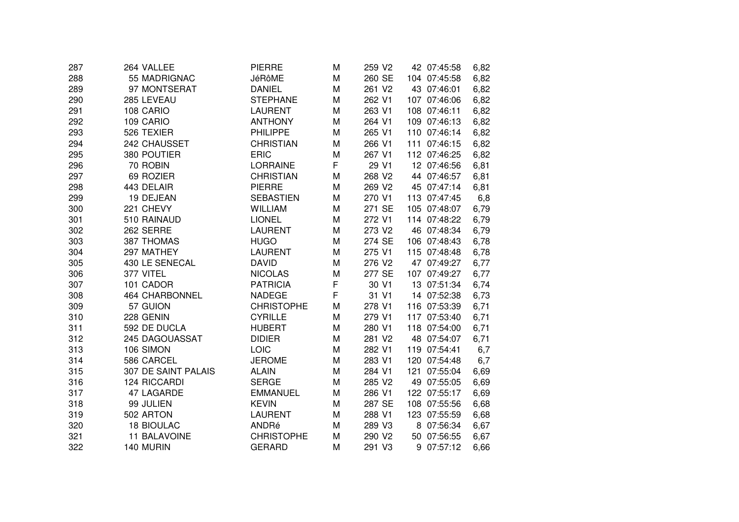| | | | | | | | | |
|---|---|---|---|---|---|---|---|---|
| 287 | 264 | VALLEE | PIERRE | M | 259 | V2 | 42 | 07:45:58 | 6,82 |
| 288 | 55 | MADRIGNAC | JéRôME | M | 260 | SE | 104 | 07:45:58 | 6,82 |
| 289 | 97 | MONTSERAT | DANIEL | M | 261 | V2 | 43 | 07:46:01 | 6,82 |
| 290 | 285 | LEVEAU | STEPHANE | M | 262 | V1 | 107 | 07:46:06 | 6,82 |
| 291 | 108 | CARIO | LAURENT | M | 263 | V1 | 108 | 07:46:11 | 6,82 |
| 292 | 109 | CARIO | ANTHONY | M | 264 | V1 | 109 | 07:46:13 | 6,82 |
| 293 | 526 | TEXIER | PHILIPPE | M | 265 | V1 | 110 | 07:46:14 | 6,82 |
| 294 | 242 | CHAUSSET | CHRISTIAN | M | 266 | V1 | 111 | 07:46:15 | 6,82 |
| 295 | 380 | POUTIER | ERIC | M | 267 | V1 | 112 | 07:46:25 | 6,82 |
| 296 | 70 | ROBIN | LORRAINE | F | 29 | V1 | 12 | 07:46:56 | 6,81 |
| 297 | 69 | ROZIER | CHRISTIAN | M | 268 | V2 | 44 | 07:46:57 | 6,81 |
| 298 | 443 | DELAIR | PIERRE | M | 269 | V2 | 45 | 07:47:14 | 6,81 |
| 299 | 19 | DEJEAN | SEBASTIEN | M | 270 | V1 | 113 | 07:47:45 | 6,8 |
| 300 | 221 | CHEVY | WILLIAM | M | 271 | SE | 105 | 07:48:07 | 6,79 |
| 301 | 510 | RAINAUD | LIONEL | M | 272 | V1 | 114 | 07:48:22 | 6,79 |
| 302 | 262 | SERRE | LAURENT | M | 273 | V2 | 46 | 07:48:34 | 6,79 |
| 303 | 387 | THOMAS | HUGO | M | 274 | SE | 106 | 07:48:43 | 6,78 |
| 304 | 297 | MATHEY | LAURENT | M | 275 | V1 | 115 | 07:48:48 | 6,78 |
| 305 | 430 | LE SENECAL | DAVID | M | 276 | V2 | 47 | 07:49:27 | 6,77 |
| 306 | 377 | VITEL | NICOLAS | M | 277 | SE | 107 | 07:49:27 | 6,77 |
| 307 | 101 | CADOR | PATRICIA | F | 30 | V1 | 13 | 07:51:34 | 6,74 |
| 308 | 464 | CHARBONNEL | NADEGE | F | 31 | V1 | 14 | 07:52:38 | 6,73 |
| 309 | 57 | GUION | CHRISTOPHE | M | 278 | V1 | 116 | 07:53:39 | 6,71 |
| 310 | 228 | GENIN | CYRILLE | M | 279 | V1 | 117 | 07:53:40 | 6,71 |
| 311 | 592 | DE DUCLA | HUBERT | M | 280 | V1 | 118 | 07:54:00 | 6,71 |
| 312 | 245 | DAGOUASSAT | DIDIER | M | 281 | V2 | 48 | 07:54:07 | 6,71 |
| 313 | 106 | SIMON | LOIC | M | 282 | V1 | 119 | 07:54:41 | 6,7 |
| 314 | 586 | CARCEL | JEROME | M | 283 | V1 | 120 | 07:54:48 | 6,7 |
| 315 | 307 | DE SAINT PALAIS | ALAIN | M | 284 | V1 | 121 | 07:55:04 | 6,69 |
| 316 | 124 | RICCARDI | SERGE | M | 285 | V2 | 49 | 07:55:05 | 6,69 |
| 317 | 47 | LAGARDE | EMMANUEL | M | 286 | V1 | 122 | 07:55:17 | 6,69 |
| 318 | 99 | JULIEN | KEVIN | M | 287 | SE | 108 | 07:55:56 | 6,68 |
| 319 | 502 | ARTON | LAURENT | M | 288 | V1 | 123 | 07:55:59 | 6,68 |
| 320 | 18 | BIOULAC | ANDRé | M | 289 | V3 | 8 | 07:56:34 | 6,67 |
| 321 | 11 | BALAVOINE | CHRISTOPHE | M | 290 | V2 | 50 | 07:56:55 | 6,67 |
| 322 | 140 | MURIN | GERARD | M | 291 | V3 | 9 | 07:57:12 | 6,66 |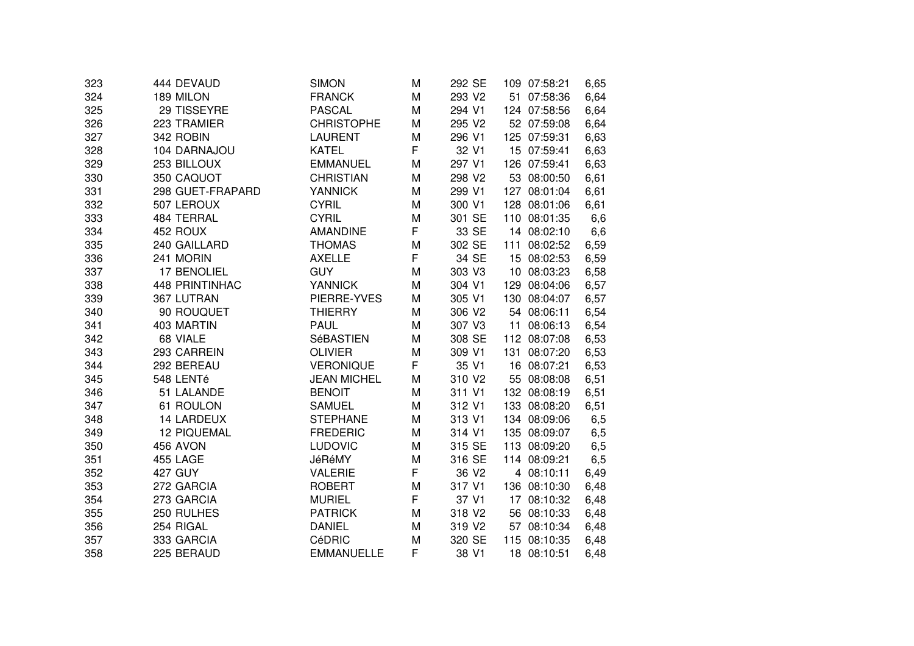| | | | | | | | | | | |
|---|---|---|---|---|---|---|---|---|---|---|
| 323 | 444 | DEVAUD | SIMON | M | 292 | SE | 109 | 07:58:21 | 6,65 |
| 324 | 189 | MILON | FRANCK | M | 293 | V2 | 51 | 07:58:36 | 6,64 |
| 325 | 29 | TISSEYRE | PASCAL | M | 294 | V1 | 124 | 07:58:56 | 6,64 |
| 326 | 223 | TRAMIER | CHRISTOPHE | M | 295 | V2 | 52 | 07:59:08 | 6,64 |
| 327 | 342 | ROBIN | LAURENT | M | 296 | V1 | 125 | 07:59:31 | 6,63 |
| 328 | 104 | DARNAJOU | KATEL | F | 32 | V1 | 15 | 07:59:41 | 6,63 |
| 329 | 253 | BILLOUX | EMMANUEL | M | 297 | V1 | 126 | 07:59:41 | 6,63 |
| 330 | 350 | CAQUOT | CHRISTIAN | M | 298 | V2 | 53 | 08:00:50 | 6,61 |
| 331 | 298 | GUET-FRAPARD | YANNICK | M | 299 | V1 | 127 | 08:01:04 | 6,61 |
| 332 | 507 | LEROUX | CYRIL | M | 300 | V1 | 128 | 08:01:06 | 6,61 |
| 333 | 484 | TERRAL | CYRIL | M | 301 | SE | 110 | 08:01:35 | 6,6 |
| 334 | 452 | ROUX | AMANDINE | F | 33 | SE | 14 | 08:02:10 | 6,6 |
| 335 | 240 | GAILLARD | THOMAS | M | 302 | SE | 111 | 08:02:52 | 6,59 |
| 336 | 241 | MORIN | AXELLE | F | 34 | SE | 15 | 08:02:53 | 6,59 |
| 337 | 17 | BENOLIEL | GUY | M | 303 | V3 | 10 | 08:03:23 | 6,58 |
| 338 | 448 | PRINTINHAC | YANNICK | M | 304 | V1 | 129 | 08:04:06 | 6,57 |
| 339 | 367 | LUTRAN | PIERRE-YVES | M | 305 | V1 | 130 | 08:04:07 | 6,57 |
| 340 | 90 | ROUQUET | THIERRY | M | 306 | V2 | 54 | 08:06:11 | 6,54 |
| 341 | 403 | MARTIN | PAUL | M | 307 | V3 | 11 | 08:06:13 | 6,54 |
| 342 | 68 | VIALE | SéBASTIEN | M | 308 | SE | 112 | 08:07:08 | 6,53 |
| 343 | 293 | CARREIN | OLIVIER | M | 309 | V1 | 131 | 08:07:20 | 6,53 |
| 344 | 292 | BEREAU | VERONIQUE | F | 35 | V1 | 16 | 08:07:21 | 6,53 |
| 345 | 548 | LENTé | JEAN MICHEL | M | 310 | V2 | 55 | 08:08:08 | 6,51 |
| 346 | 51 | LALANDE | BENOIT | M | 311 | V1 | 132 | 08:08:19 | 6,51 |
| 347 | 61 | ROULON | SAMUEL | M | 312 | V1 | 133 | 08:08:20 | 6,51 |
| 348 | 14 | LARDEUX | STEPHANE | M | 313 | V1 | 134 | 08:09:06 | 6,5 |
| 349 | 12 | PIQUEMAL | FREDERIC | M | 314 | V1 | 135 | 08:09:07 | 6,5 |
| 350 | 456 | AVON | LUDOVIC | M | 315 | SE | 113 | 08:09:20 | 6,5 |
| 351 | 455 | LAGE | JéRéMY | M | 316 | SE | 114 | 08:09:21 | 6,5 |
| 352 | 427 | GUY | VALERIE | F | 36 | V2 | 4 | 08:10:11 | 6,49 |
| 353 | 272 | GARCIA | ROBERT | M | 317 | V1 | 136 | 08:10:30 | 6,48 |
| 354 | 273 | GARCIA | MURIEL | F | 37 | V1 | 17 | 08:10:32 | 6,48 |
| 355 | 250 | RULHES | PATRICK | M | 318 | V2 | 56 | 08:10:33 | 6,48 |
| 356 | 254 | RIGAL | DANIEL | M | 319 | V2 | 57 | 08:10:34 | 6,48 |
| 357 | 333 | GARCIA | CéDRIC | M | 320 | SE | 115 | 08:10:35 | 6,48 |
| 358 | 225 | BERAUD | EMMANUELLE | F | 38 | V1 | 18 | 08:10:51 | 6,48 |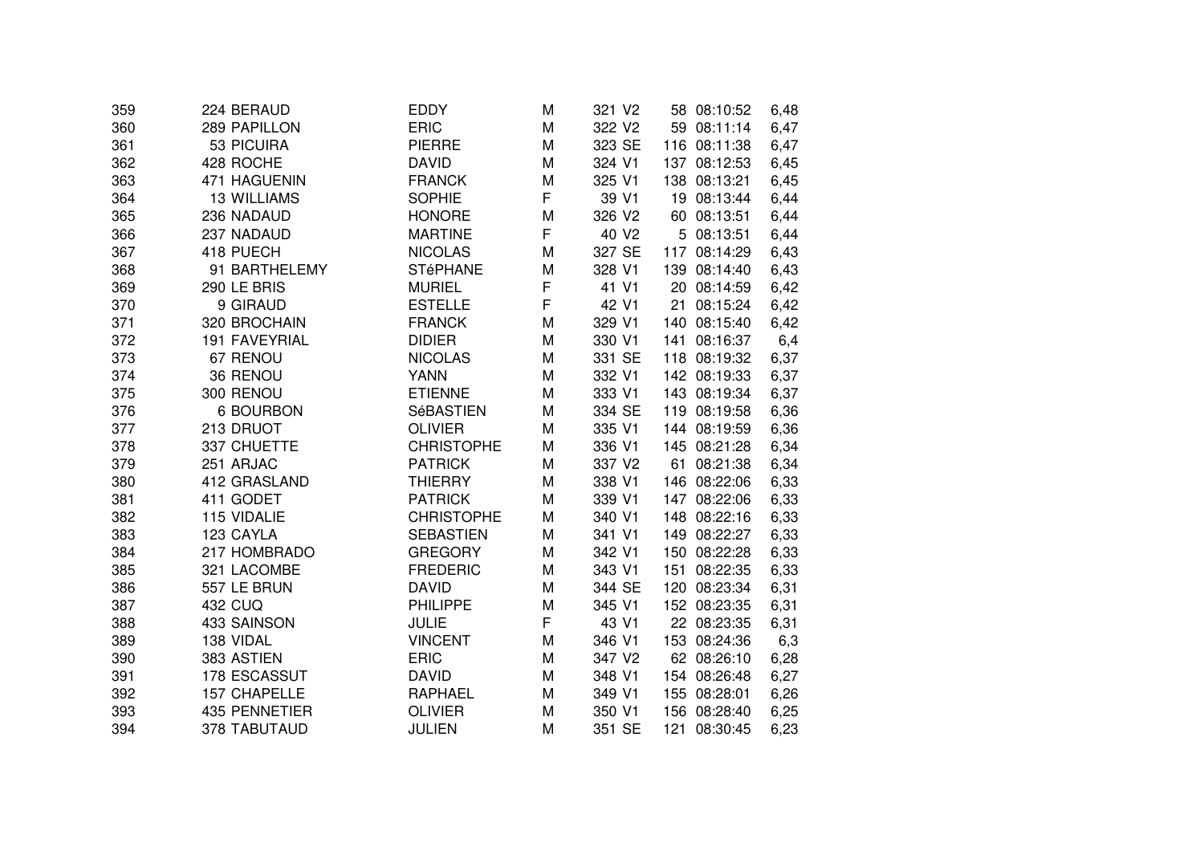| | | | | | | | | | |
|---|---|---|---|---|---|---|---|---|---|
| 359 | 224 | BERAUD | EDDY | M | 321 | V2 | 58 | 08:10:52 | 6,48 |
| 360 | 289 | PAPILLON | ERIC | M | 322 | V2 | 59 | 08:11:14 | 6,47 |
| 361 | 53 | PICUIRA | PIERRE | M | 323 | SE | 116 | 08:11:38 | 6,47 |
| 362 | 428 | ROCHE | DAVID | M | 324 | V1 | 137 | 08:12:53 | 6,45 |
| 363 | 471 | HAGUENIN | FRANCK | M | 325 | V1 | 138 | 08:13:21 | 6,45 |
| 364 | 13 | WILLIAMS | SOPHIE | F | 39 | V1 | 19 | 08:13:44 | 6,44 |
| 365 | 236 | NADAUD | HONORE | M | 326 | V2 | 60 | 08:13:51 | 6,44 |
| 366 | 237 | NADAUD | MARTINE | F | 40 | V2 | 5 | 08:13:51 | 6,44 |
| 367 | 418 | PUECH | NICOLAS | M | 327 | SE | 117 | 08:14:29 | 6,43 |
| 368 | 91 | BARTHELEMY | STéPHANE | M | 328 | V1 | 139 | 08:14:40 | 6,43 |
| 369 | 290 | LE BRIS | MURIEL | F | 41 | V1 | 20 | 08:14:59 | 6,42 |
| 370 | 9 | GIRAUD | ESTELLE | F | 42 | V1 | 21 | 08:15:24 | 6,42 |
| 371 | 320 | BROCHAIN | FRANCK | M | 329 | V1 | 140 | 08:15:40 | 6,42 |
| 372 | 191 | FAVEYRIAL | DIDIER | M | 330 | V1 | 141 | 08:16:37 | 6,4 |
| 373 | 67 | RENOU | NICOLAS | M | 331 | SE | 118 | 08:19:32 | 6,37 |
| 374 | 36 | RENOU | YANN | M | 332 | V1 | 142 | 08:19:33 | 6,37 |
| 375 | 300 | RENOU | ETIENNE | M | 333 | V1 | 143 | 08:19:34 | 6,37 |
| 376 | 6 | BOURBON | SéBASTIEN | M | 334 | SE | 119 | 08:19:58 | 6,36 |
| 377 | 213 | DRUOT | OLIVIER | M | 335 | V1 | 144 | 08:19:59 | 6,36 |
| 378 | 337 | CHUETTE | CHRISTOPHE | M | 336 | V1 | 145 | 08:21:28 | 6,34 |
| 379 | 251 | ARJAC | PATRICK | M | 337 | V2 | 61 | 08:21:38 | 6,34 |
| 380 | 412 | GRASLAND | THIERRY | M | 338 | V1 | 146 | 08:22:06 | 6,33 |
| 381 | 411 | GODET | PATRICK | M | 339 | V1 | 147 | 08:22:06 | 6,33 |
| 382 | 115 | VIDALIE | CHRISTOPHE | M | 340 | V1 | 148 | 08:22:16 | 6,33 |
| 383 | 123 | CAYLA | SEBASTIEN | M | 341 | V1 | 149 | 08:22:27 | 6,33 |
| 384 | 217 | HOMBRADO | GREGORY | M | 342 | V1 | 150 | 08:22:28 | 6,33 |
| 385 | 321 | LACOMBE | FREDERIC | M | 343 | V1 | 151 | 08:22:35 | 6,33 |
| 386 | 557 | LE BRUN | DAVID | M | 344 | SE | 120 | 08:23:34 | 6,31 |
| 387 | 432 | CUQ | PHILIPPE | M | 345 | V1 | 152 | 08:23:35 | 6,31 |
| 388 | 433 | SAINSON | JULIE | F | 43 | V1 | 22 | 08:23:35 | 6,31 |
| 389 | 138 | VIDAL | VINCENT | M | 346 | V1 | 153 | 08:24:36 | 6,3 |
| 390 | 383 | ASTIEN | ERIC | M | 347 | V2 | 62 | 08:26:10 | 6,28 |
| 391 | 178 | ESCASSUT | DAVID | M | 348 | V1 | 154 | 08:26:48 | 6,27 |
| 392 | 157 | CHAPELLE | RAPHAEL | M | 349 | V1 | 155 | 08:28:01 | 6,26 |
| 393 | 435 | PENNETIER | OLIVIER | M | 350 | V1 | 156 | 08:28:40 | 6,25 |
| 394 | 378 | TABUTAUD | JULIEN | M | 351 | SE | 121 | 08:30:45 | 6,23 |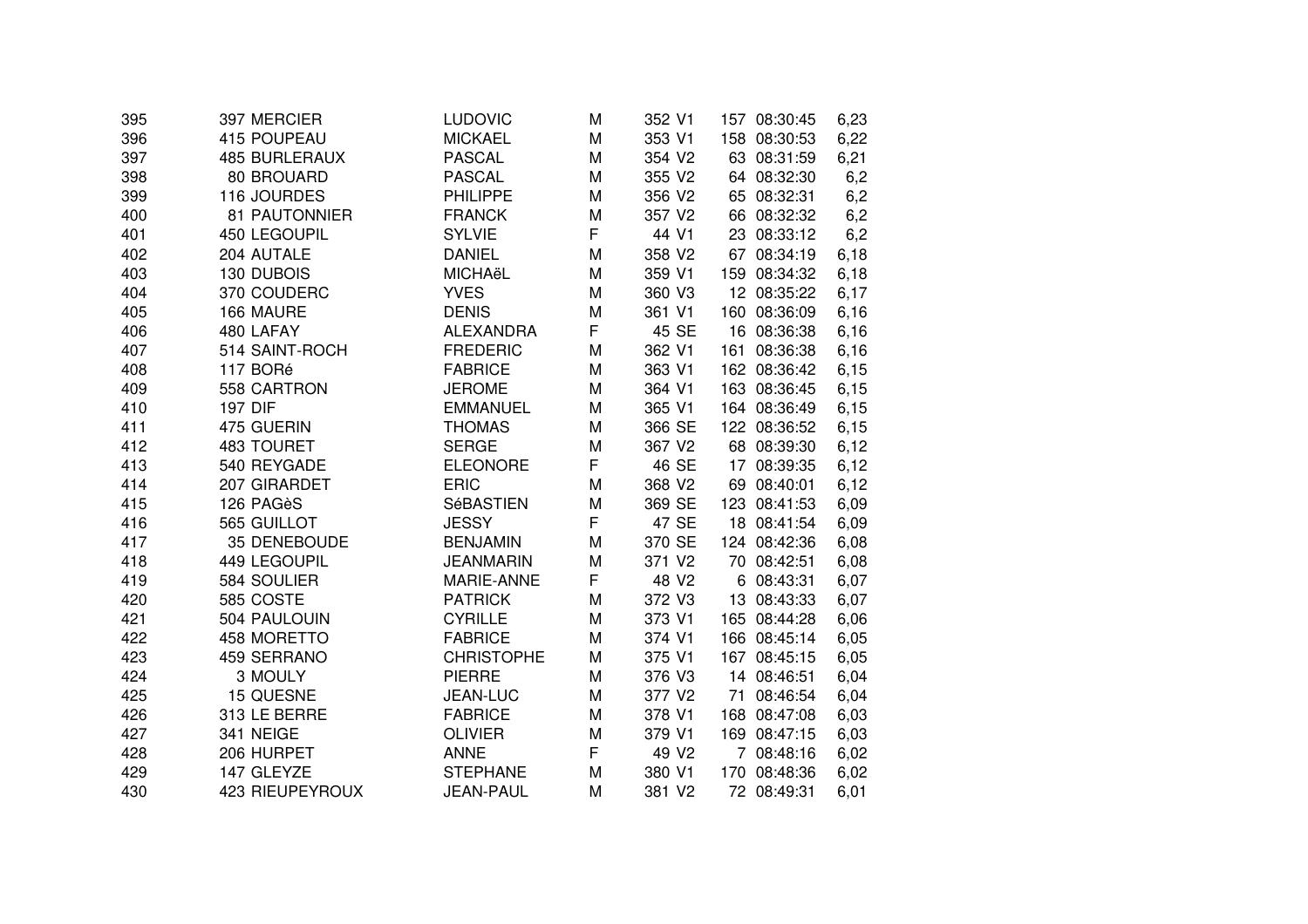| | | | | | | | | |
|---|---|---|---|---|---|---|---|---|
| 395 | 397 MERCIER | LUDOVIC | M | 352 V1 | 157 | 08:30:45 | 6,23 |
| 396 | 415 POUPEAU | MICKAEL | M | 353 V1 | 158 | 08:30:53 | 6,22 |
| 397 | 485 BURLERAUX | PASCAL | M | 354 V2 | 63 | 08:31:59 | 6,21 |
| 398 | 80 BROUARD | PASCAL | M | 355 V2 | 64 | 08:32:30 | 6,2 |
| 399 | 116 JOURDES | PHILIPPE | M | 356 V2 | 65 | 08:32:31 | 6,2 |
| 400 | 81 PAUTONNIER | FRANCK | M | 357 V2 | 66 | 08:32:32 | 6,2 |
| 401 | 450 LEGOUPIL | SYLVIE | F | 44 V1 | 23 | 08:33:12 | 6,2 |
| 402 | 204 AUTALE | DANIEL | M | 358 V2 | 67 | 08:34:19 | 6,18 |
| 403 | 130 DUBOIS | MICHAëL | M | 359 V1 | 159 | 08:34:32 | 6,18 |
| 404 | 370 COUDERC | YVES | M | 360 V3 | 12 | 08:35:22 | 6,17 |
| 405 | 166 MAURE | DENIS | M | 361 V1 | 160 | 08:36:09 | 6,16 |
| 406 | 480 LAFAY | ALEXANDRA | F | 45 SE | 16 | 08:36:38 | 6,16 |
| 407 | 514 SAINT-ROCH | FREDERIC | M | 362 V1 | 161 | 08:36:38 | 6,16 |
| 408 | 117 BORé | FABRICE | M | 363 V1 | 162 | 08:36:42 | 6,15 |
| 409 | 558 CARTRON | JEROME | M | 364 V1 | 163 | 08:36:45 | 6,15 |
| 410 | 197 DIF | EMMANUEL | M | 365 V1 | 164 | 08:36:49 | 6,15 |
| 411 | 475 GUERIN | THOMAS | M | 366 SE | 122 | 08:36:52 | 6,15 |
| 412 | 483 TOURET | SERGE | M | 367 V2 | 68 | 08:39:30 | 6,12 |
| 413 | 540 REYGADE | ELEONORE | F | 46 SE | 17 | 08:39:35 | 6,12 |
| 414 | 207 GIRARDET | ERIC | M | 368 V2 | 69 | 08:40:01 | 6,12 |
| 415 | 126 PAGèS | SéBASTIEN | M | 369 SE | 123 | 08:41:53 | 6,09 |
| 416 | 565 GUILLOT | JESSY | F | 47 SE | 18 | 08:41:54 | 6,09 |
| 417 | 35 DENEBOUDE | BENJAMIN | M | 370 SE | 124 | 08:42:36 | 6,08 |
| 418 | 449 LEGOUPIL | JEANMARIN | M | 371 V2 | 70 | 08:42:51 | 6,08 |
| 419 | 584 SOULIER | MARIE-ANNE | F | 48 V2 | 6 | 08:43:31 | 6,07 |
| 420 | 585 COSTE | PATRICK | M | 372 V3 | 13 | 08:43:33 | 6,07 |
| 421 | 504 PAULOUIN | CYRILLE | M | 373 V1 | 165 | 08:44:28 | 6,06 |
| 422 | 458 MORETTO | FABRICE | M | 374 V1 | 166 | 08:45:14 | 6,05 |
| 423 | 459 SERRANO | CHRISTOPHE | M | 375 V1 | 167 | 08:45:15 | 6,05 |
| 424 | 3 MOULY | PIERRE | M | 376 V3 | 14 | 08:46:51 | 6,04 |
| 425 | 15 QUESNE | JEAN-LUC | M | 377 V2 | 71 | 08:46:54 | 6,04 |
| 426 | 313 LE BERRE | FABRICE | M | 378 V1 | 168 | 08:47:08 | 6,03 |
| 427 | 341 NEIGE | OLIVIER | M | 379 V1 | 169 | 08:47:15 | 6,03 |
| 428 | 206 HURPET | ANNE | F | 49 V2 | 7 | 08:48:16 | 6,02 |
| 429 | 147 GLEYZE | STEPHANE | M | 380 V1 | 170 | 08:48:36 | 6,02 |
| 430 | 423 RIEUPEYROUX | JEAN-PAUL | M | 381 V2 | 72 | 08:49:31 | 6,01 |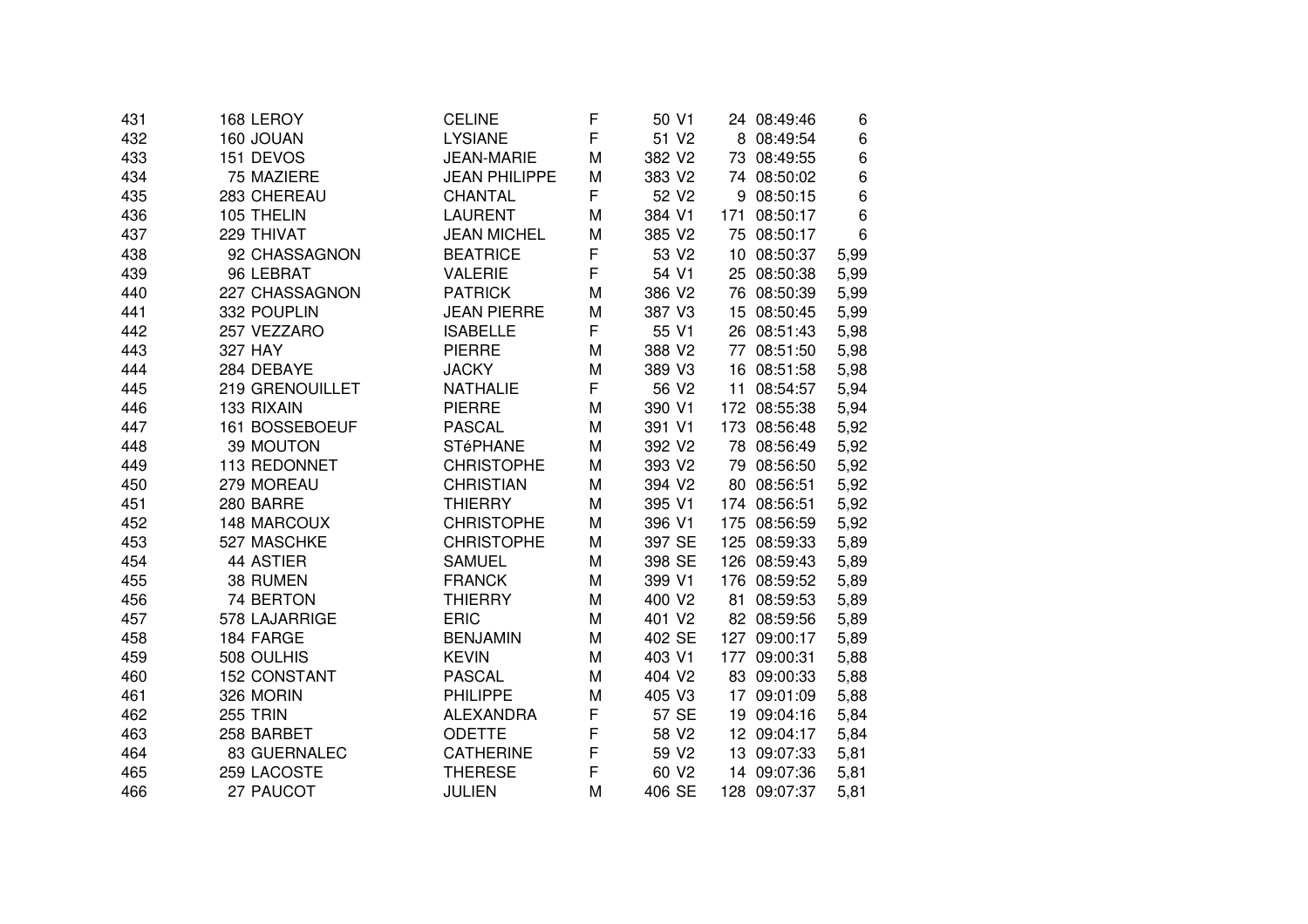| | | | | | | | | | |
|---|---|---|---|---|---|---|---|---|---|
| 431 | 168 | LEROY | CELINE | F | 50 | V1 | 24 | 08:49:46 | 6 |
| 432 | 160 | JOUAN | LYSIANE | F | 51 | V2 | 8 | 08:49:54 | 6 |
| 433 | 151 | DEVOS | JEAN-MARIE | M | 382 | V2 | 73 | 08:49:55 | 6 |
| 434 | 75 | MAZIERE | JEAN PHILIPPE | M | 383 | V2 | 74 | 08:50:02 | 6 |
| 435 | 283 | CHEREAU | CHANTAL | F | 52 | V2 | 9 | 08:50:15 | 6 |
| 436 | 105 | THELIN | LAURENT | M | 384 | V1 | 171 | 08:50:17 | 6 |
| 437 | 229 | THIVAT | JEAN MICHEL | M | 385 | V2 | 75 | 08:50:17 | 6 |
| 438 | 92 | CHASSAGNON | BEATRICE | F | 53 | V2 | 10 | 08:50:37 | 5,99 |
| 439 | 96 | LEBRAT | VALERIE | F | 54 | V1 | 25 | 08:50:38 | 5,99 |
| 440 | 227 | CHASSAGNON | PATRICK | M | 386 | V2 | 76 | 08:50:39 | 5,99 |
| 441 | 332 | POUPLIN | JEAN PIERRE | M | 387 | V3 | 15 | 08:50:45 | 5,99 |
| 442 | 257 | VEZZARO | ISABELLE | F | 55 | V1 | 26 | 08:51:43 | 5,98 |
| 443 | 327 | HAY | PIERRE | M | 388 | V2 | 77 | 08:51:50 | 5,98 |
| 444 | 284 | DEBAYE | JACKY | M | 389 | V3 | 16 | 08:51:58 | 5,98 |
| 445 | 219 | GRENOUILLET | NATHALIE | F | 56 | V2 | 11 | 08:54:57 | 5,94 |
| 446 | 133 | RIXAIN | PIERRE | M | 390 | V1 | 172 | 08:55:38 | 5,94 |
| 447 | 161 | BOSSEBOEUF | PASCAL | M | 391 | V1 | 173 | 08:56:48 | 5,92 |
| 448 | 39 | MOUTON | STéPHANE | M | 392 | V2 | 78 | 08:56:49 | 5,92 |
| 449 | 113 | REDONNET | CHRISTOPHE | M | 393 | V2 | 79 | 08:56:50 | 5,92 |
| 450 | 279 | MOREAU | CHRISTIAN | M | 394 | V2 | 80 | 08:56:51 | 5,92 |
| 451 | 280 | BARRE | THIERRY | M | 395 | V1 | 174 | 08:56:51 | 5,92 |
| 452 | 148 | MARCOUX | CHRISTOPHE | M | 396 | V1 | 175 | 08:56:59 | 5,92 |
| 453 | 527 | MASCHKE | CHRISTOPHE | M | 397 | SE | 125 | 08:59:33 | 5,89 |
| 454 | 44 | ASTIER | SAMUEL | M | 398 | SE | 126 | 08:59:43 | 5,89 |
| 455 | 38 | RUMEN | FRANCK | M | 399 | V1 | 176 | 08:59:52 | 5,89 |
| 456 | 74 | BERTON | THIERRY | M | 400 | V2 | 81 | 08:59:53 | 5,89 |
| 457 | 578 | LAJARRIGE | ERIC | M | 401 | V2 | 82 | 08:59:56 | 5,89 |
| 458 | 184 | FARGE | BENJAMIN | M | 402 | SE | 127 | 09:00:17 | 5,89 |
| 459 | 508 | OULHIS | KEVIN | M | 403 | V1 | 177 | 09:00:31 | 5,88 |
| 460 | 152 | CONSTANT | PASCAL | M | 404 | V2 | 83 | 09:00:33 | 5,88 |
| 461 | 326 | MORIN | PHILIPPE | M | 405 | V3 | 17 | 09:01:09 | 5,88 |
| 462 | 255 | TRIN | ALEXANDRA | F | 57 | SE | 19 | 09:04:16 | 5,84 |
| 463 | 258 | BARBET | ODETTE | F | 58 | V2 | 12 | 09:04:17 | 5,84 |
| 464 | 83 | GUERNALEC | CATHERINE | F | 59 | V2 | 13 | 09:07:33 | 5,81 |
| 465 | 259 | LACOSTE | THERESE | F | 60 | V2 | 14 | 09:07:36 | 5,81 |
| 466 | 27 | PAUCOT | JULIEN | M | 406 | SE | 128 | 09:07:37 | 5,81 |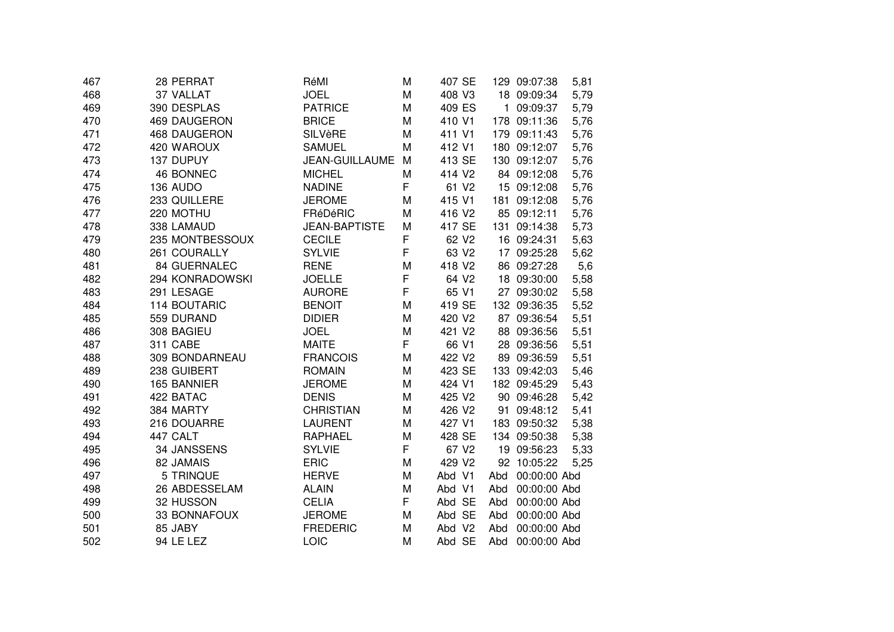| | | | | | | | | | |
|---|---|---|---|---|---|---|---|---|---|
| 467 | 28 | PERRAT | RéMI | M | 407 | SE | 129 | 09:07:38 | 5,81 |
| 468 | 37 | VALLAT | JOEL | M | 408 | V3 | 18 | 09:09:34 | 5,79 |
| 469 | 390 | DESPLAS | PATRICE | M | 409 | ES | 1 | 09:09:37 | 5,79 |
| 470 | 469 | DAUGERON | BRICE | M | 410 | V1 | 178 | 09:11:36 | 5,76 |
| 471 | 468 | DAUGERON | SILVèRE | M | 411 | V1 | 179 | 09:11:43 | 5,76 |
| 472 | 420 | WAROUX | SAMUEL | M | 412 | V1 | 180 | 09:12:07 | 5,76 |
| 473 | 137 | DUPUY | JEAN-GUILLAUME | M | 413 | SE | 130 | 09:12:07 | 5,76 |
| 474 | 46 | BONNEC | MICHEL | M | 414 | V2 | 84 | 09:12:08 | 5,76 |
| 475 | 136 | AUDO | NADINE | F | 61 | V2 | 15 | 09:12:08 | 5,76 |
| 476 | 233 | QUILLERE | JEROME | M | 415 | V1 | 181 | 09:12:08 | 5,76 |
| 477 | 220 | MOTHU | FRéDéRIC | M | 416 | V2 | 85 | 09:12:11 | 5,76 |
| 478 | 338 | LAMAUD | JEAN-BAPTISTE | M | 417 | SE | 131 | 09:14:38 | 5,73 |
| 479 | 235 | MONTBESSOUX | CECILE | F | 62 | V2 | 16 | 09:24:31 | 5,63 |
| 480 | 261 | COURALLY | SYLVIE | F | 63 | V2 | 17 | 09:25:28 | 5,62 |
| 481 | 84 | GUERNALEC | RENE | M | 418 | V2 | 86 | 09:27:28 | 5,6 |
| 482 | 294 | KONRADOWSKI | JOELLE | F | 64 | V2 | 18 | 09:30:00 | 5,58 |
| 483 | 291 | LESAGE | AURORE | F | 65 | V1 | 27 | 09:30:02 | 5,58 |
| 484 | 114 | BOUTARIC | BENOIT | M | 419 | SE | 132 | 09:36:35 | 5,52 |
| 485 | 559 | DURAND | DIDIER | M | 420 | V2 | 87 | 09:36:54 | 5,51 |
| 486 | 308 | BAGIEU | JOEL | M | 421 | V2 | 88 | 09:36:56 | 5,51 |
| 487 | 311 | CABE | MAITE | F | 66 | V1 | 28 | 09:36:56 | 5,51 |
| 488 | 309 | BONDARNEAU | FRANCOIS | M | 422 | V2 | 89 | 09:36:59 | 5,51 |
| 489 | 238 | GUIBERT | ROMAIN | M | 423 | SE | 133 | 09:42:03 | 5,46 |
| 490 | 165 | BANNIER | JEROME | M | 424 | V1 | 182 | 09:45:29 | 5,43 |
| 491 | 422 | BATAC | DENIS | M | 425 | V2 | 90 | 09:46:28 | 5,42 |
| 492 | 384 | MARTY | CHRISTIAN | M | 426 | V2 | 91 | 09:48:12 | 5,41 |
| 493 | 216 | DOUARRE | LAURENT | M | 427 | V1 | 183 | 09:50:32 | 5,38 |
| 494 | 447 | CALT | RAPHAEL | M | 428 | SE | 134 | 09:50:38 | 5,38 |
| 495 | 34 | JANSSENS | SYLVIE | F | 67 | V2 | 19 | 09:56:23 | 5,33 |
| 496 | 82 | JAMAIS | ERIC | M | 429 | V2 | 92 | 10:05:22 | 5,25 |
| 497 | 5 | TRINQUE | HERVE | M | Abd | V1 | Abd | 00:00:00 | Abd |
| 498 | 26 | ABDESSELAM | ALAIN | M | Abd | V1 | Abd | 00:00:00 | Abd |
| 499 | 32 | HUSSON | CELIA | F | Abd | SE | Abd | 00:00:00 | Abd |
| 500 | 33 | BONNAFOUX | JEROME | M | Abd | SE | Abd | 00:00:00 | Abd |
| 501 | 85 | JABY | FREDERIC | M | Abd | V2 | Abd | 00:00:00 | Abd |
| 502 | 94 | LE LEZ | LOIC | M | Abd | SE | Abd | 00:00:00 | Abd |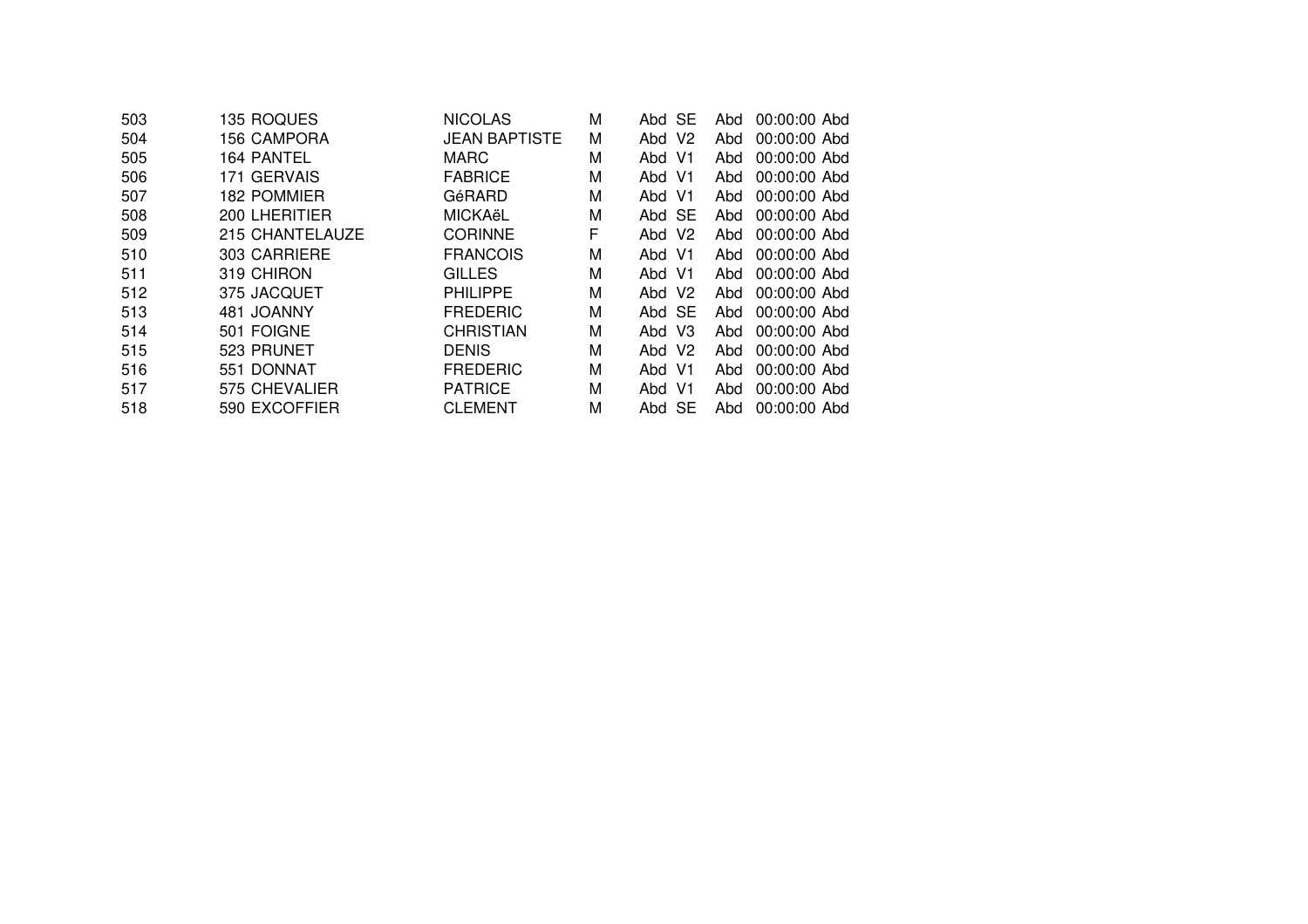| | | | | | | | | | |
|---|---|---|---|---|---|---|---|---|---|
| 503 | 135 | ROQUES | NICOLAS | M | Abd | SE | Abd | 00:00:00 | Abd |
| 504 | 156 | CAMPORA | JEAN BAPTISTE | M | Abd | V2 | Abd | 00:00:00 | Abd |
| 505 | 164 | PANTEL | MARC | M | Abd | V1 | Abd | 00:00:00 | Abd |
| 506 | 171 | GERVAIS | FABRICE | M | Abd | V1 | Abd | 00:00:00 | Abd |
| 507 | 182 | POMMIER | GéRARD | M | Abd | V1 | Abd | 00:00:00 | Abd |
| 508 | 200 | LHERITIER | MICKAëL | M | Abd | SE | Abd | 00:00:00 | Abd |
| 509 | 215 | CHANTELAUZE | CORINNE | F | Abd | V2 | Abd | 00:00:00 | Abd |
| 510 | 303 | CARRIERE | FRANCOIS | M | Abd | V1 | Abd | 00:00:00 | Abd |
| 511 | 319 | CHIRON | GILLES | M | Abd | V1 | Abd | 00:00:00 | Abd |
| 512 | 375 | JACQUET | PHILIPPE | M | Abd | V2 | Abd | 00:00:00 | Abd |
| 513 | 481 | JOANNY | FREDERIC | M | Abd | SE | Abd | 00:00:00 | Abd |
| 514 | 501 | FOIGNE | CHRISTIAN | M | Abd | V3 | Abd | 00:00:00 | Abd |
| 515 | 523 | PRUNET | DENIS | M | Abd | V2 | Abd | 00:00:00 | Abd |
| 516 | 551 | DONNAT | FREDERIC | M | Abd | V1 | Abd | 00:00:00 | Abd |
| 517 | 575 | CHEVALIER | PATRICE | M | Abd | V1 | Abd | 00:00:00 | Abd |
| 518 | 590 | EXCOFFIER | CLEMENT | M | Abd | SE | Abd | 00:00:00 | Abd |